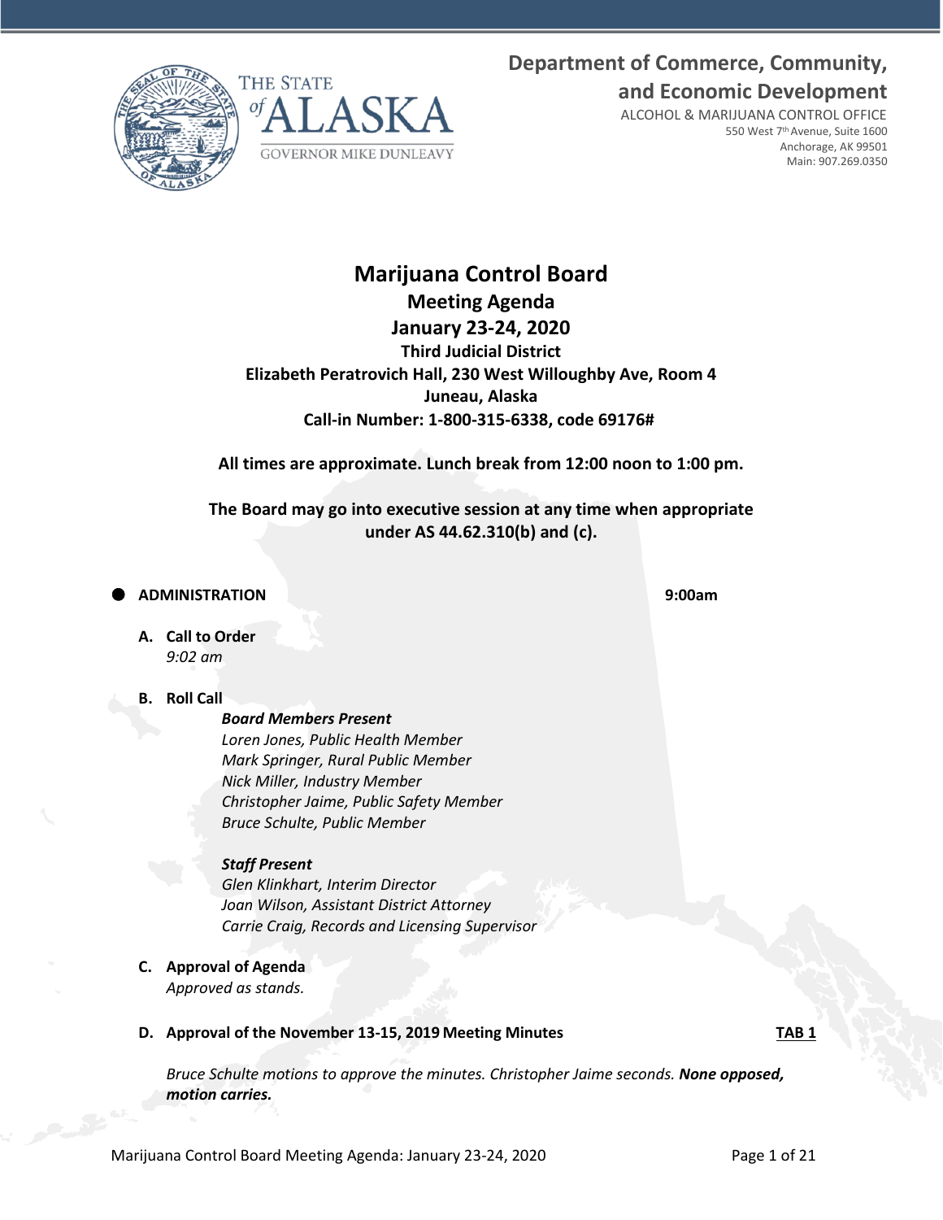Department of Commerce, Community, and Economic Development

ALCOHOL & MARIJUANA CONTROL OFFICE
550 West 7th Avenue, Suite 1600
Anchorage, AK 99501
Main: 907.269.0350

THE STATE of ALASKA
GOVERNOR MIKE DUNLEAVY

# Marijuana Control Board

## Meeting Agenda

## January 23-24, 2020

**Third Judicial District**
**Elizabeth Peratrovich Hall, 230 West Willoughby Ave, Room 4**
**Juneau, Alaska**
**Call-in Number: 1-800-315-6338, code 69176#**

**All times are approximate. Lunch break from 12:00 noon to 1:00 pm.**

**The Board may go into executive session at any time when appropriate under AS 44.62.310(b) and (c).**

- **ADMINISTRATION** **9:00am**

  **A. Call to Order**
  *9:02 am*

  **B. Roll Call**

  ***Board Members Present***
  *Loren Jones, Public Health Member*
  *Mark Springer, Rural Public Member*
  *Nick Miller, Industry Member*
  *Christopher Jaime, Public Safety Member*
  *Bruce Schulte, Public Member*

  ***Staff Present***
  *Glen Klinkhart, Interim Director*
  *Joan Wilson, Assistant District Attorney*
  *Carrie Craig, Records and Licensing Supervisor*

  **C. Approval of Agenda**
  *Approved as stands.*

  **D. Approval of the November 13-15, 2019 Meeting Minutes** **TAB 1**

  *Bruce Schulte motions to approve the minutes. Christopher Jaime seconds.* ***None opposed, motion carries.***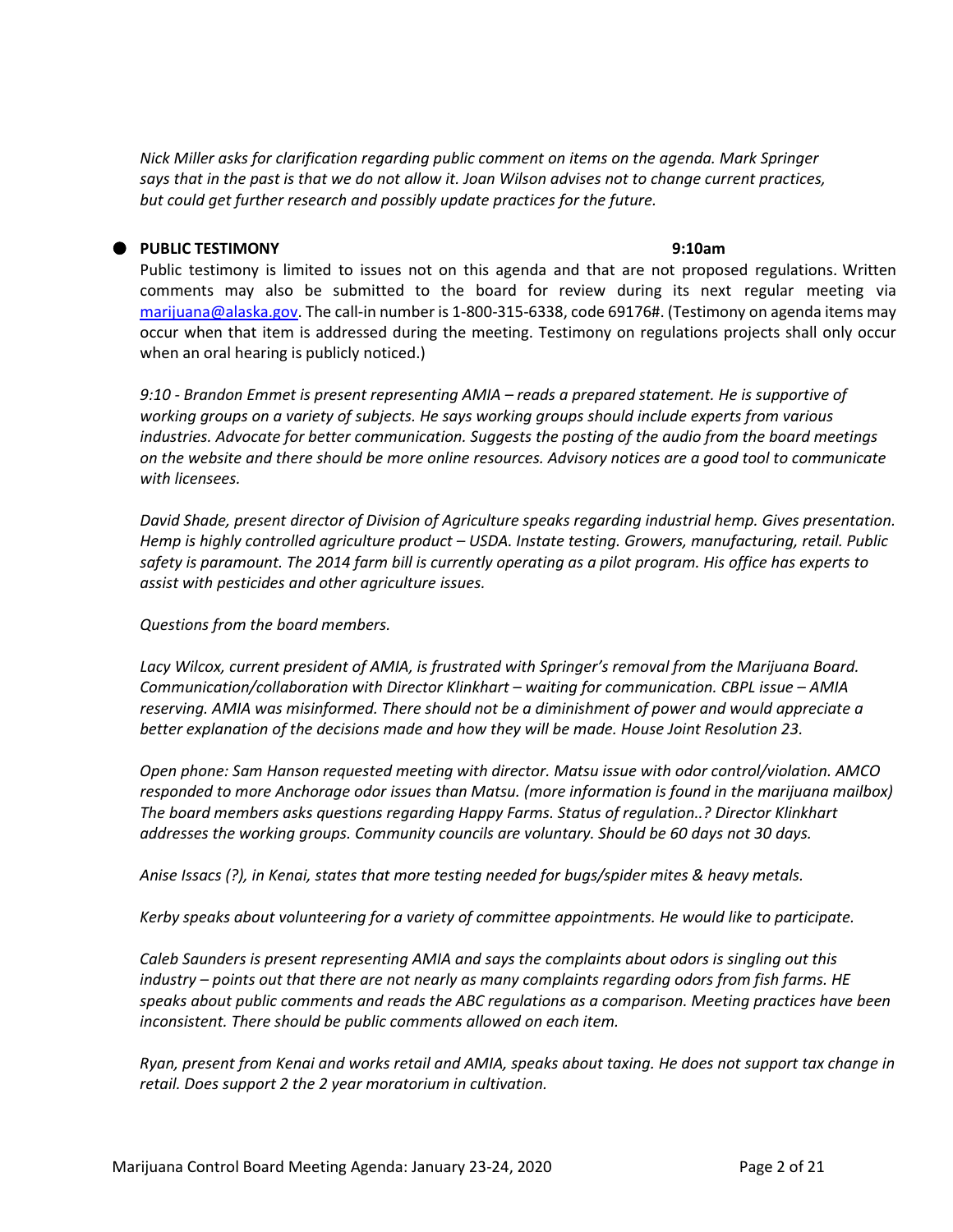*Nick Miller asks for clarification regarding public comment on items on the agenda. Mark Springer says that in the past is that we do not allow it. Joan Wilson advises not to change current practices, but could get further research and possibly update practices for the future.*

- **PUBLIC TESTIMONY** **9:10am**

Public testimony is limited to issues not on this agenda and that are not proposed regulations. Written comments may also be submitted to the board for review during its next regular meeting via marijuana@alaska.gov. The call-in number is 1-800-315-6338, code 69176#. (Testimony on agenda items may occur when that item is addressed during the meeting. Testimony on regulations projects shall only occur when an oral hearing is publicly noticed.)

*9:10 - Brandon Emmet is present representing AMIA – reads a prepared statement. He is supportive of working groups on a variety of subjects. He says working groups should include experts from various industries. Advocate for better communication. Suggests the posting of the audio from the board meetings on the website and there should be more online resources. Advisory notices are a good tool to communicate with licensees.*

*David Shade, present director of Division of Agriculture speaks regarding industrial hemp. Gives presentation. Hemp is highly controlled agriculture product – USDA. Instate testing. Growers, manufacturing, retail. Public safety is paramount. The 2014 farm bill is currently operating as a pilot program. His office has experts to assist with pesticides and other agriculture issues.*

*Questions from the board members.*

*Lacy Wilcox, current president of AMIA, is frustrated with Springer's removal from the Marijuana Board. Communication/collaboration with Director Klinkhart – waiting for communication. CBPL issue – AMIA reserving. AMIA was misinformed. There should not be a diminishment of power and would appreciate a better explanation of the decisions made and how they will be made. House Joint Resolution 23.*

*Open phone: Sam Hanson requested meeting with director. Matsu issue with odor control/violation. AMCO responded to more Anchorage odor issues than Matsu. (more information is found in the marijuana mailbox) The board members asks questions regarding Happy Farms. Status of regulation..? Director Klinkhart addresses the working groups. Community councils are voluntary. Should be 60 days not 30 days.*

*Anise Issacs (?), in Kenai, states that more testing needed for bugs/spider mites & heavy metals.*

*Kerby speaks about volunteering for a variety of committee appointments. He would like to participate.*

*Caleb Saunders is present representing AMIA and says the complaints about odors is singling out this industry – points out that there are not nearly as many complaints regarding odors from fish farms. HE speaks about public comments and reads the ABC regulations as a comparison. Meeting practices have been inconsistent. There should be public comments allowed on each item.*

*Ryan, present from Kenai and works retail and AMIA, speaks about taxing. He does not support tax change in retail. Does support 2 the 2 year moratorium in cultivation.*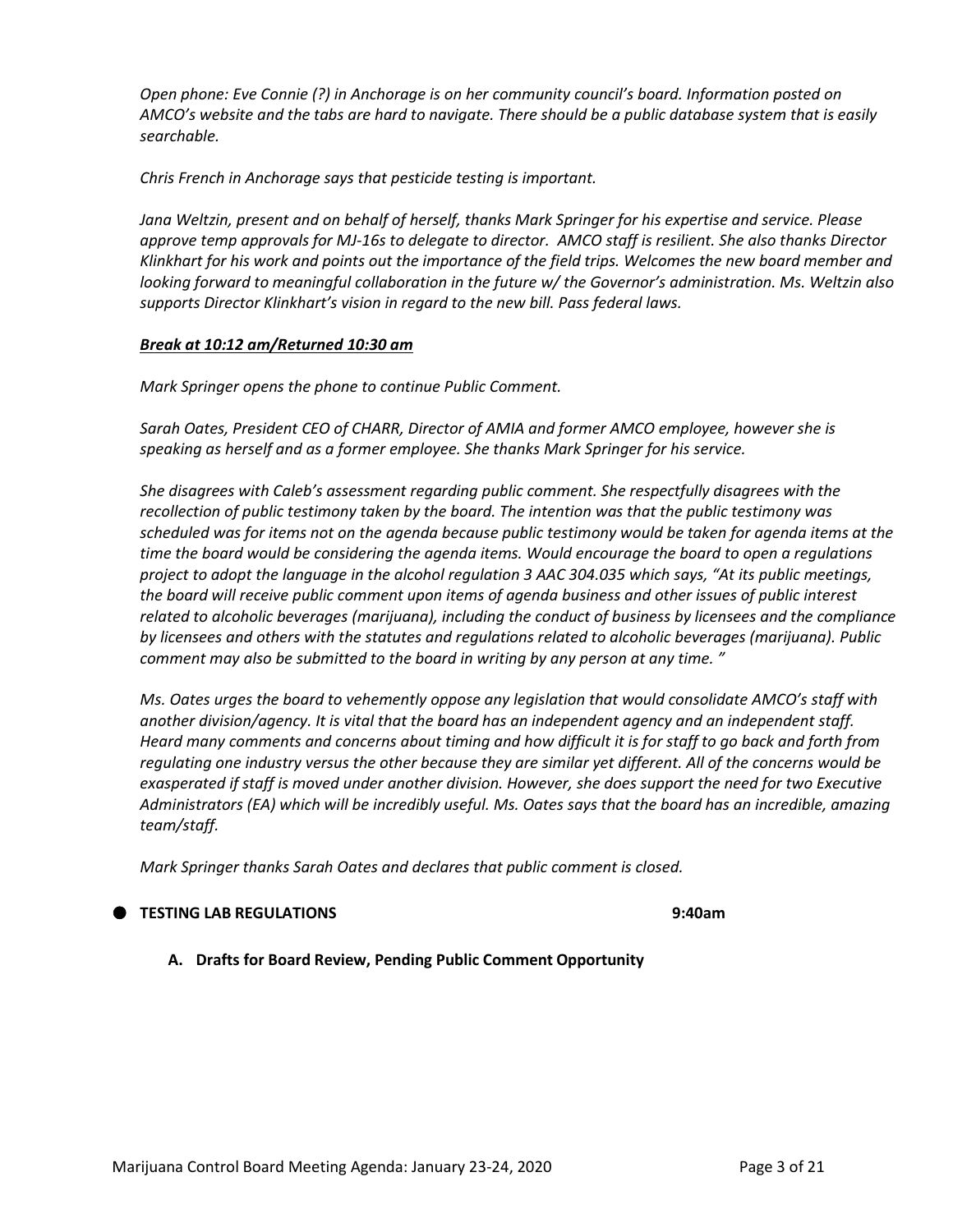*Open phone: Eve Connie (?) in Anchorage is on her community council's board. Information posted on AMCO's website and the tabs are hard to navigate. There should be a public database system that is easily searchable.*

*Chris French in Anchorage says that pesticide testing is important.*

*Jana Weltzin, present and on behalf of herself, thanks Mark Springer for his expertise and service. Please approve temp approvals for MJ-16s to delegate to director. AMCO staff is resilient. She also thanks Director Klinkhart for his work and points out the importance of the field trips. Welcomes the new board member and looking forward to meaningful collaboration in the future w/ the Governor's administration. Ms. Weltzin also supports Director Klinkhart's vision in regard to the new bill. Pass federal laws.*

***Break at 10:12 am/Returned 10:30 am***

*Mark Springer opens the phone to continue Public Comment.*

*Sarah Oates, President CEO of CHARR, Director of AMIA and former AMCO employee, however she is speaking as herself and as a former employee. She thanks Mark Springer for his service.*

*She disagrees with Caleb's assessment regarding public comment. She respectfully disagrees with the recollection of public testimony taken by the board. The intention was that the public testimony was scheduled was for items not on the agenda because public testimony would be taken for agenda items at the time the board would be considering the agenda items. Would encourage the board to open a regulations project to adopt the language in the alcohol regulation 3 AAC 304.035 which says, "At its public meetings, the board will receive public comment upon items of agenda business and other issues of public interest related to alcoholic beverages (marijuana), including the conduct of business by licensees and the compliance by licensees and others with the statutes and regulations related to alcoholic beverages (marijuana). Public comment may also be submitted to the board in writing by any person at any time. "*

*Ms. Oates urges the board to vehemently oppose any legislation that would consolidate AMCO's staff with another division/agency. It is vital that the board has an independent agency and an independent staff. Heard many comments and concerns about timing and how difficult it is for staff to go back and forth from regulating one industry versus the other because they are similar yet different. All of the concerns would be exasperated if staff is moved under another division. However, she does support the need for two Executive Administrators (EA) which will be incredibly useful. Ms. Oates says that the board has an incredible, amazing team/staff.*

*Mark Springer thanks Sarah Oates and declares that public comment is closed.*

- **TESTING LAB REGULATIONS** **9:40am**

  **A. Drafts for Board Review, Pending Public Comment Opportunity**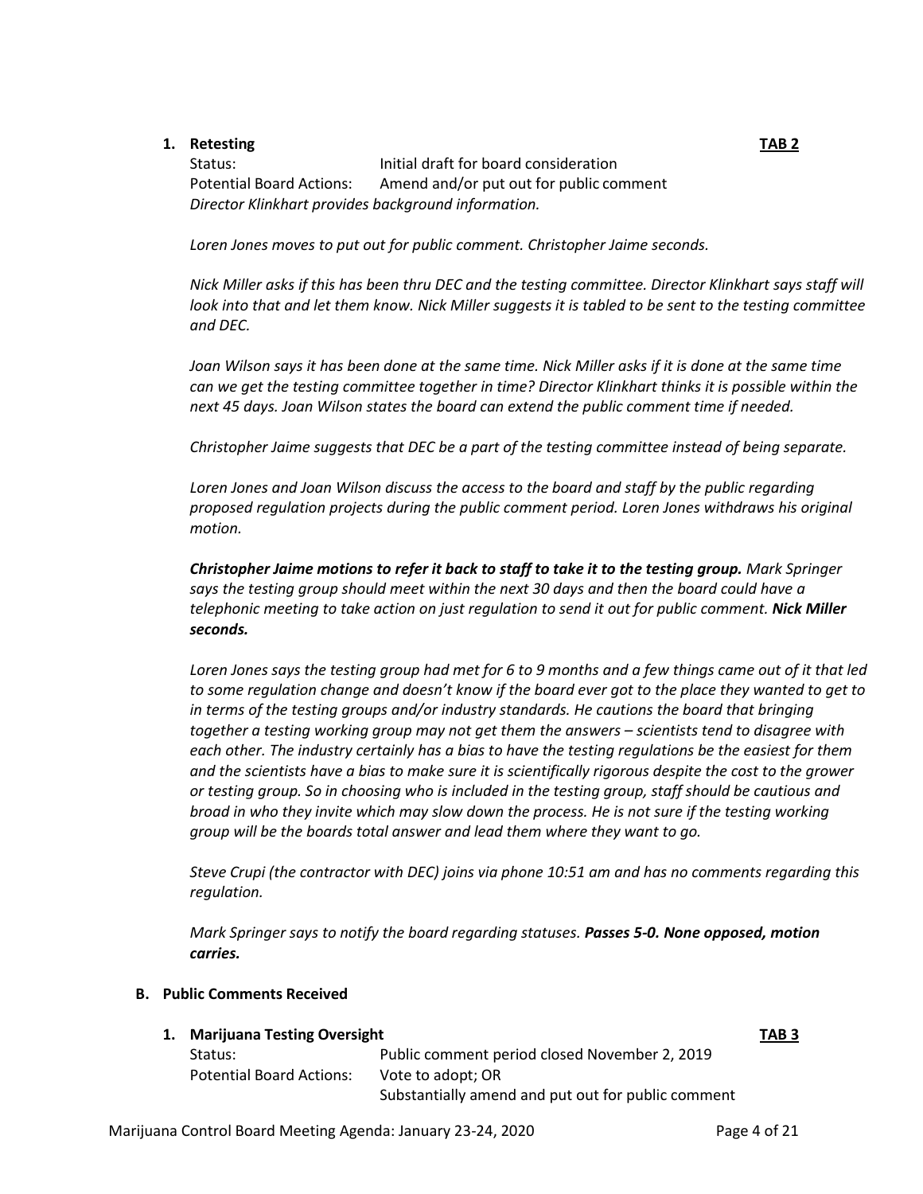1. **Retesting** **TAB 2**

   Status: Initial draft for board consideration
   Potential Board Actions: Amend and/or put out for public comment
   *Director Klinkhart provides background information.*

   *Loren Jones moves to put out for public comment. Christopher Jaime seconds.*

   *Nick Miller asks if this has been thru DEC and the testing committee. Director Klinkhart says staff will look into that and let them know. Nick Miller suggests it is tabled to be sent to the testing committee and DEC.*

   *Joan Wilson says it has been done at the same time. Nick Miller asks if it is done at the same time can we get the testing committee together in time? Director Klinkhart thinks it is possible within the next 45 days. Joan Wilson states the board can extend the public comment time if needed.*

   *Christopher Jaime suggests that DEC be a part of the testing committee instead of being separate.*

   *Loren Jones and Joan Wilson discuss the access to the board and staff by the public regarding proposed regulation projects during the public comment period. Loren Jones withdraws his original motion.*

   ***Christopher Jaime motions to refer it back to staff to take it to the testing group.*** *Mark Springer says the testing group should meet within the next 30 days and then the board could have a telephonic meeting to take action on just regulation to send it out for public comment.* ***Nick Miller seconds.***

   *Loren Jones says the testing group had met for 6 to 9 months and a few things came out of it that led to some regulation change and doesn't know if the board ever got to the place they wanted to get to in terms of the testing groups and/or industry standards. He cautions the board that bringing together a testing working group may not get them the answers – scientists tend to disagree with each other. The industry certainly has a bias to have the testing regulations be the easiest for them and the scientists have a bias to make sure it is scientifically rigorous despite the cost to the grower or testing group. So in choosing who is included in the testing group, staff should be cautious and broad in who they invite which may slow down the process. He is not sure if the testing working group will be the boards total answer and lead them where they want to go.*

   *Steve Crupi (the contractor with DEC) joins via phone 10:51 am and has no comments regarding this regulation.*

   *Mark Springer says to notify the board regarding statuses.* ***Passes 5-0. None opposed, motion carries.***

## B. Public Comments Received

1. **Marijuana Testing Oversight** **TAB 3**

   Status: Public comment period closed November 2, 2019
   Potential Board Actions: Vote to adopt; OR
   Substantially amend and put out for public comment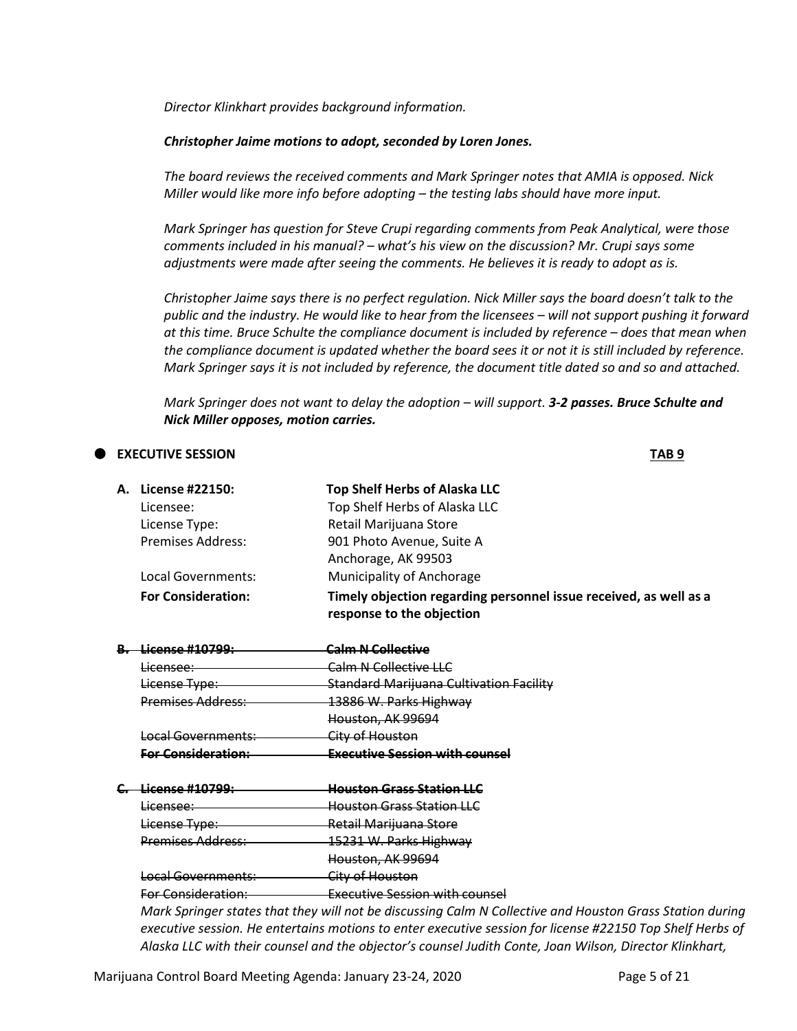*Director Klinkhart provides background information.*

***Christopher Jaime motions to adopt, seconded by Loren Jones.***

*The board reviews the received comments and Mark Springer notes that AMIA is opposed. Nick Miller would like more info before adopting – the testing labs should have more input.*

*Mark Springer has question for Steve Crupi regarding comments from Peak Analytical, were those comments included in his manual? – what's his view on the discussion? Mr. Crupi says some adjustments were made after seeing the comments. He believes it is ready to adopt as is.*

*Christopher Jaime says there is no perfect regulation. Nick Miller says the board doesn't talk to the public and the industry. He would like to hear from the licensees – will not support pushing it forward at this time. Bruce Schulte the compliance document is included by reference – does that mean when the compliance document is updated whether the board sees it or not it is still included by reference. Mark Springer says it is not included by reference, the document title dated so and so and attached.*

*Mark Springer does not want to delay the adoption – will support.* ***3-2 passes. Bruce Schulte and Nick Miller opposes, motion carries.***

## EXECUTIVE SESSION — TAB 9

**A. License #22150:** **Top Shelf Herbs of Alaska LLC**

| | |
|---|---|
| Licensee: | Top Shelf Herbs of Alaska LLC |
| License Type: | Retail Marijuana Store |
| Premises Address: | 901 Photo Avenue, Suite A<br>Anchorage, AK 99503 |
| Local Governments: | Municipality of Anchorage |
| **For Consideration:** | **Timely objection regarding personnel issue received, as well as a response to the objection** |

~~**B. License #10799:**~~ ~~**Calm N Collective**~~

| | |
|---|---|
| ~~Licensee:~~ | ~~Calm N Collective LLC~~ |
| ~~License Type:~~ | ~~Standard Marijuana Cultivation Facility~~ |
| ~~Premises Address:~~ | ~~13886 W. Parks Highway~~<br>~~Houston, AK 99694~~ |
| ~~Local Governments:~~ | ~~City of Houston~~ |
| ~~**For Consideration:**~~ | ~~**Executive Session with counsel**~~ |

~~**C. License #10799:**~~ ~~**Houston Grass Station LLC**~~

| | |
|---|---|
| ~~Licensee:~~ | ~~Houston Grass Station LLC~~ |
| ~~License Type:~~ | ~~Retail Marijuana Store~~ |
| ~~Premises Address:~~ | ~~15231 W. Parks Highway~~<br>~~Houston, AK 99694~~ |
| ~~Local Governments:~~ | ~~City of Houston~~ |
| ~~For Consideration:~~ | ~~Executive Session with counsel~~ |

*Mark Springer states that they will not be discussing Calm N Collective and Houston Grass Station during executive session. He entertains motions to enter executive session for license #22150 Top Shelf Herbs of Alaska LLC with their counsel and the objector's counsel Judith Conte, Joan Wilson, Director Klinkhart,*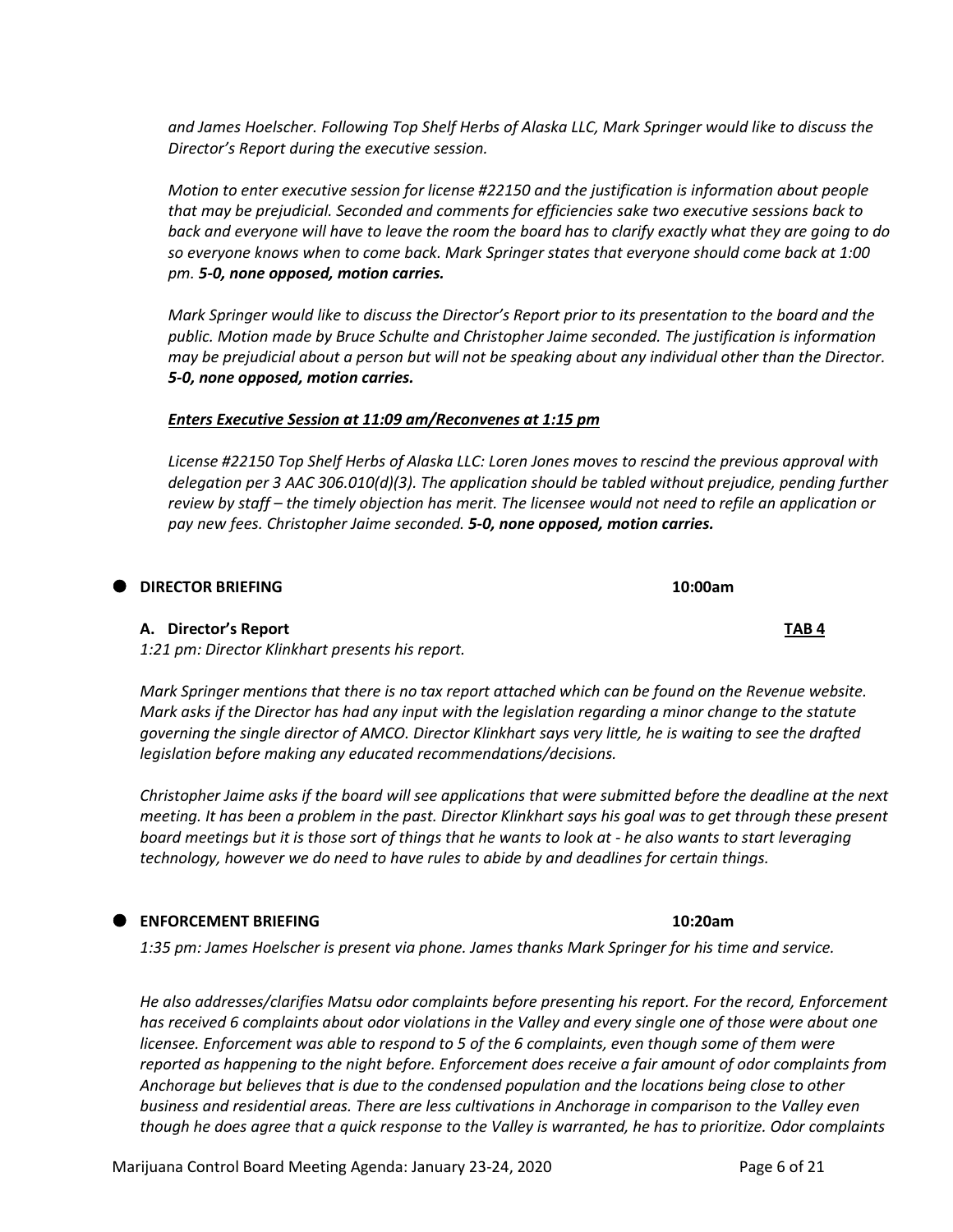*and James Hoelscher. Following Top Shelf Herbs of Alaska LLC, Mark Springer would like to discuss the Director's Report during the executive session.*

*Motion to enter executive session for license #22150 and the justification is information about people that may be prejudicial. Seconded and comments for efficiencies sake two executive sessions back to back and everyone will have to leave the room the board has to clarify exactly what they are going to do so everyone knows when to come back. Mark Springer states that everyone should come back at 1:00 pm.* ***5-0, none opposed, motion carries.***

*Mark Springer would like to discuss the Director's Report prior to its presentation to the board and the public. Motion made by Bruce Schulte and Christopher Jaime seconded. The justification is information may be prejudicial about a person but will not be speaking about any individual other than the Director.* ***5-0, none opposed, motion carries.***

***<u>Enters Executive Session at 11:09 am/Reconvenes at 1:15 pm</u>***

*License #22150 Top Shelf Herbs of Alaska LLC: Loren Jones moves to rescind the previous approval with delegation per 3 AAC 306.010(d)(3). The application should be tabled without prejudice, pending further review by staff – the timely objection has merit. The licensee would not need to refile an application or pay new fees. Christopher Jaime seconded.* ***5-0, none opposed, motion carries.***

- **DIRECTOR BRIEFING** **10:00am**

**A. Director's Report** **<u>TAB 4</u>**

*1:21 pm: Director Klinkhart presents his report.*

*Mark Springer mentions that there is no tax report attached which can be found on the Revenue website. Mark asks if the Director has had any input with the legislation regarding a minor change to the statute governing the single director of AMCO. Director Klinkhart says very little, he is waiting to see the drafted legislation before making any educated recommendations/decisions.*

*Christopher Jaime asks if the board will see applications that were submitted before the deadline at the next meeting. It has been a problem in the past. Director Klinkhart says his goal was to get through these present board meetings but it is those sort of things that he wants to look at - he also wants to start leveraging technology, however we do need to have rules to abide by and deadlines for certain things.*

- **ENFORCEMENT BRIEFING** **10:20am**

*1:35 pm: James Hoelscher is present via phone. James thanks Mark Springer for his time and service.*

*He also addresses/clarifies Matsu odor complaints before presenting his report. For the record, Enforcement has received 6 complaints about odor violations in the Valley and every single one of those were about one licensee. Enforcement was able to respond to 5 of the 6 complaints, even though some of them were reported as happening to the night before. Enforcement does receive a fair amount of odor complaints from Anchorage but believes that is due to the condensed population and the locations being close to other business and residential areas. There are less cultivations in Anchorage in comparison to the Valley even though he does agree that a quick response to the Valley is warranted, he has to prioritize. Odor complaints*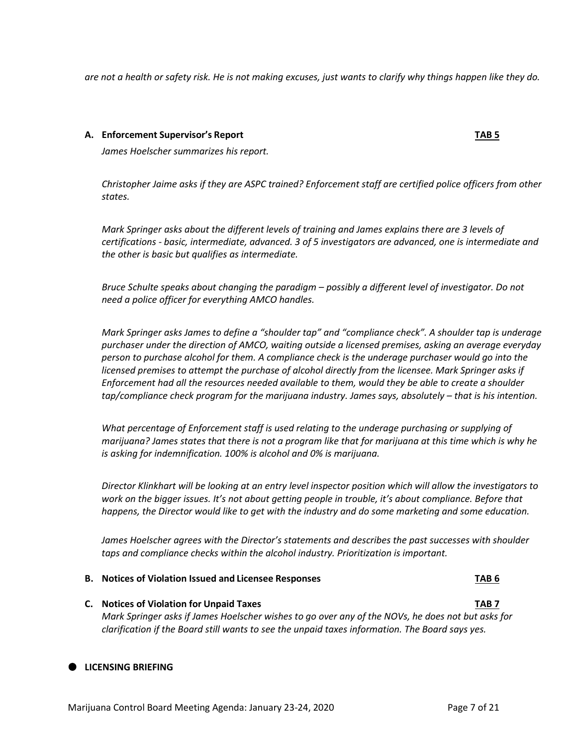*are not a health or safety risk. He is not making excuses, just wants to clarify why things happen like they do.*

**A. Enforcement Supervisor's Report** **TAB 5**

*James Hoelscher summarizes his report.*

*Christopher Jaime asks if they are ASPC trained? Enforcement staff are certified police officers from other states.*

*Mark Springer asks about the different levels of training and James explains there are 3 levels of certifications - basic, intermediate, advanced. 3 of 5 investigators are advanced, one is intermediate and the other is basic but qualifies as intermediate.*

*Bruce Schulte speaks about changing the paradigm – possibly a different level of investigator. Do not need a police officer for everything AMCO handles.*

*Mark Springer asks James to define a "shoulder tap" and "compliance check". A shoulder tap is underage purchaser under the direction of AMCO, waiting outside a licensed premises, asking an average everyday person to purchase alcohol for them. A compliance check is the underage purchaser would go into the licensed premises to attempt the purchase of alcohol directly from the licensee. Mark Springer asks if Enforcement had all the resources needed available to them, would they be able to create a shoulder tap/compliance check program for the marijuana industry. James says, absolutely – that is his intention.*

*What percentage of Enforcement staff is used relating to the underage purchasing or supplying of marijuana? James states that there is not a program like that for marijuana at this time which is why he is asking for indemnification. 100% is alcohol and 0% is marijuana.*

*Director Klinkhart will be looking at an entry level inspector position which will allow the investigators to work on the bigger issues. It's not about getting people in trouble, it's about compliance. Before that happens, the Director would like to get with the industry and do some marketing and some education.*

*James Hoelscher agrees with the Director's statements and describes the past successes with shoulder taps and compliance checks within the alcohol industry. Prioritization is important.*

**B. Notices of Violation Issued and Licensee Responses** **TAB 6**

**C. Notices of Violation for Unpaid Taxes** **TAB 7**

*Mark Springer asks if James Hoelscher wishes to go over any of the NOVs, he does not but asks for clarification if the Board still wants to see the unpaid taxes information. The Board says yes.*

- **LICENSING BRIEFING**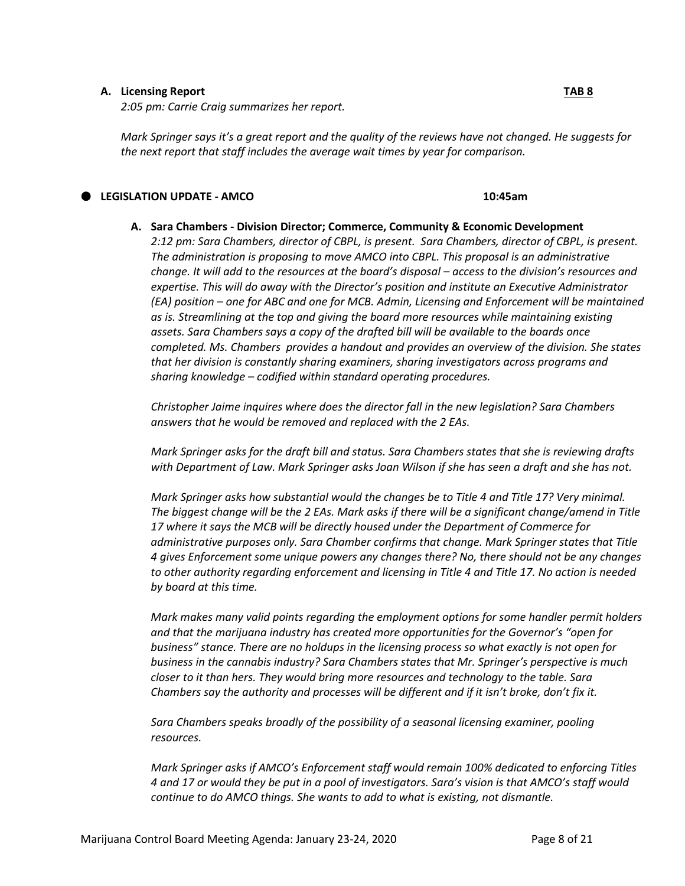**A. Licensing Report** **TAB 8**

*2:05 pm: Carrie Craig summarizes her report.*

*Mark Springer says it's a great report and the quality of the reviews have not changed. He suggests for the next report that staff includes the average wait times by year for comparison.*

- **LEGISLATION UPDATE - AMCO** **10:45am**

**A. Sara Chambers - Division Director; Commerce, Community & Economic Development**

*2:12 pm: Sara Chambers, director of CBPL, is present. Sara Chambers, director of CBPL, is present. The administration is proposing to move AMCO into CBPL. This proposal is an administrative change. It will add to the resources at the board's disposal – access to the division's resources and expertise. This will do away with the Director's position and institute an Executive Administrator (EA) position – one for ABC and one for MCB. Admin, Licensing and Enforcement will be maintained as is. Streamlining at the top and giving the board more resources while maintaining existing assets. Sara Chambers says a copy of the drafted bill will be available to the boards once completed. Ms. Chambers provides a handout and provides an overview of the division. She states that her division is constantly sharing examiners, sharing investigators across programs and sharing knowledge – codified within standard operating procedures.*

*Christopher Jaime inquires where does the director fall in the new legislation? Sara Chambers answers that he would be removed and replaced with the 2 EAs.*

*Mark Springer asks for the draft bill and status. Sara Chambers states that she is reviewing drafts with Department of Law. Mark Springer asks Joan Wilson if she has seen a draft and she has not.*

*Mark Springer asks how substantial would the changes be to Title 4 and Title 17? Very minimal. The biggest change will be the 2 EAs. Mark asks if there will be a significant change/amend in Title 17 where it says the MCB will be directly housed under the Department of Commerce for administrative purposes only. Sara Chamber confirms that change. Mark Springer states that Title 4 gives Enforcement some unique powers any changes there? No, there should not be any changes to other authority regarding enforcement and licensing in Title 4 and Title 17. No action is needed by board at this time.*

*Mark makes many valid points regarding the employment options for some handler permit holders and that the marijuana industry has created more opportunities for the Governor's "open for business" stance. There are no holdups in the licensing process so what exactly is not open for business in the cannabis industry? Sara Chambers states that Mr. Springer's perspective is much closer to it than hers. They would bring more resources and technology to the table. Sara Chambers say the authority and processes will be different and if it isn't broke, don't fix it.*

*Sara Chambers speaks broadly of the possibility of a seasonal licensing examiner, pooling resources.*

*Mark Springer asks if AMCO's Enforcement staff would remain 100% dedicated to enforcing Titles 4 and 17 or would they be put in a pool of investigators. Sara's vision is that AMCO's staff would continue to do AMCO things. She wants to add to what is existing, not dismantle.*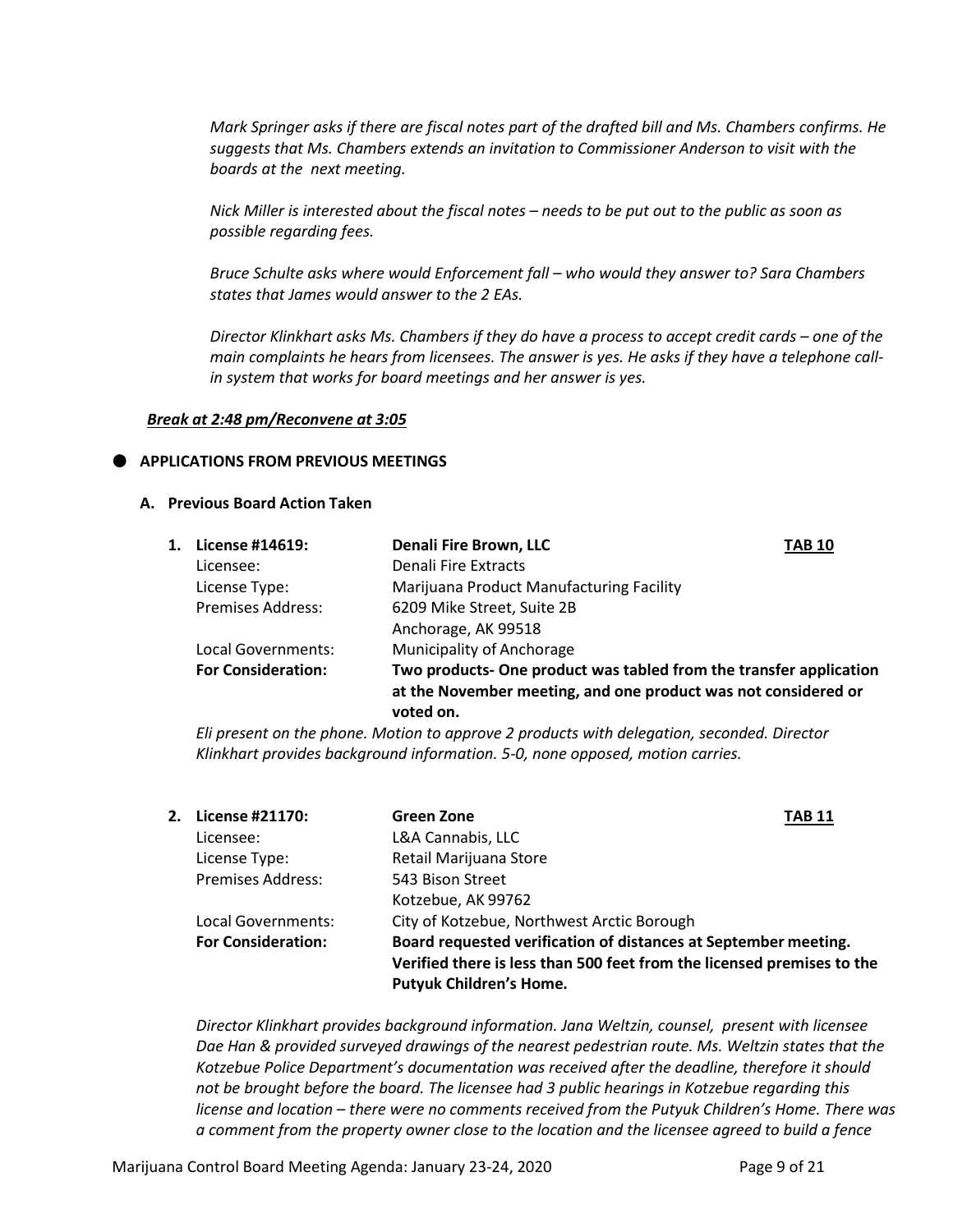*Mark Springer asks if there are fiscal notes part of the drafted bill and Ms. Chambers confirms. He suggests that Ms. Chambers extends an invitation to Commissioner Anderson to visit with the boards at the next meeting.*

*Nick Miller is interested about the fiscal notes – needs to be put out to the public as soon as possible regarding fees.*

*Bruce Schulte asks where would Enforcement fall – who would they answer to? Sara Chambers states that James would answer to the 2 EAs.*

*Director Klinkhart asks Ms. Chambers if they do have a process to accept credit cards – one of the main complaints he hears from licensees. The answer is yes. He asks if they have a telephone call-in system that works for board meetings and her answer is yes.*

***Break at 2:48 pm/Reconvene at 3:05***

- **APPLICATIONS FROM PREVIOUS MEETINGS**

**A. Previous Board Action Taken**

1. **License #14619:** **Denali Fire Brown, LLC** **TAB 10**
   Licensee: Denali Fire Extracts
   License Type: Marijuana Product Manufacturing Facility
   Premises Address: 6209 Mike Street, Suite 2B
   Anchorage, AK 99518
   Local Governments: Municipality of Anchorage
   **For Consideration:** **Two products- One product was tabled from the transfer application at the November meeting, and one product was not considered or voted on.**

   *Eli present on the phone. Motion to approve 2 products with delegation, seconded. Director Klinkhart provides background information. 5-0, none opposed, motion carries.*

2. **License #21170:** **Green Zone** **TAB 11**
   Licensee: L&A Cannabis, LLC
   License Type: Retail Marijuana Store
   Premises Address: 543 Bison Street
   Kotzebue, AK 99762
   Local Governments: City of Kotzebue, Northwest Arctic Borough
   **For Consideration:** **Board requested verification of distances at September meeting. Verified there is less than 500 feet from the licensed premises to the Putyuk Children's Home.**

   *Director Klinkhart provides background information. Jana Weltzin, counsel, present with licensee Dae Han & provided surveyed drawings of the nearest pedestrian route. Ms. Weltzin states that the Kotzebue Police Department's documentation was received after the deadline, therefore it should not be brought before the board. The licensee had 3 public hearings in Kotzebue regarding this license and location – there were no comments received from the Putyuk Children's Home. There was a comment from the property owner close to the location and the licensee agreed to build a fence*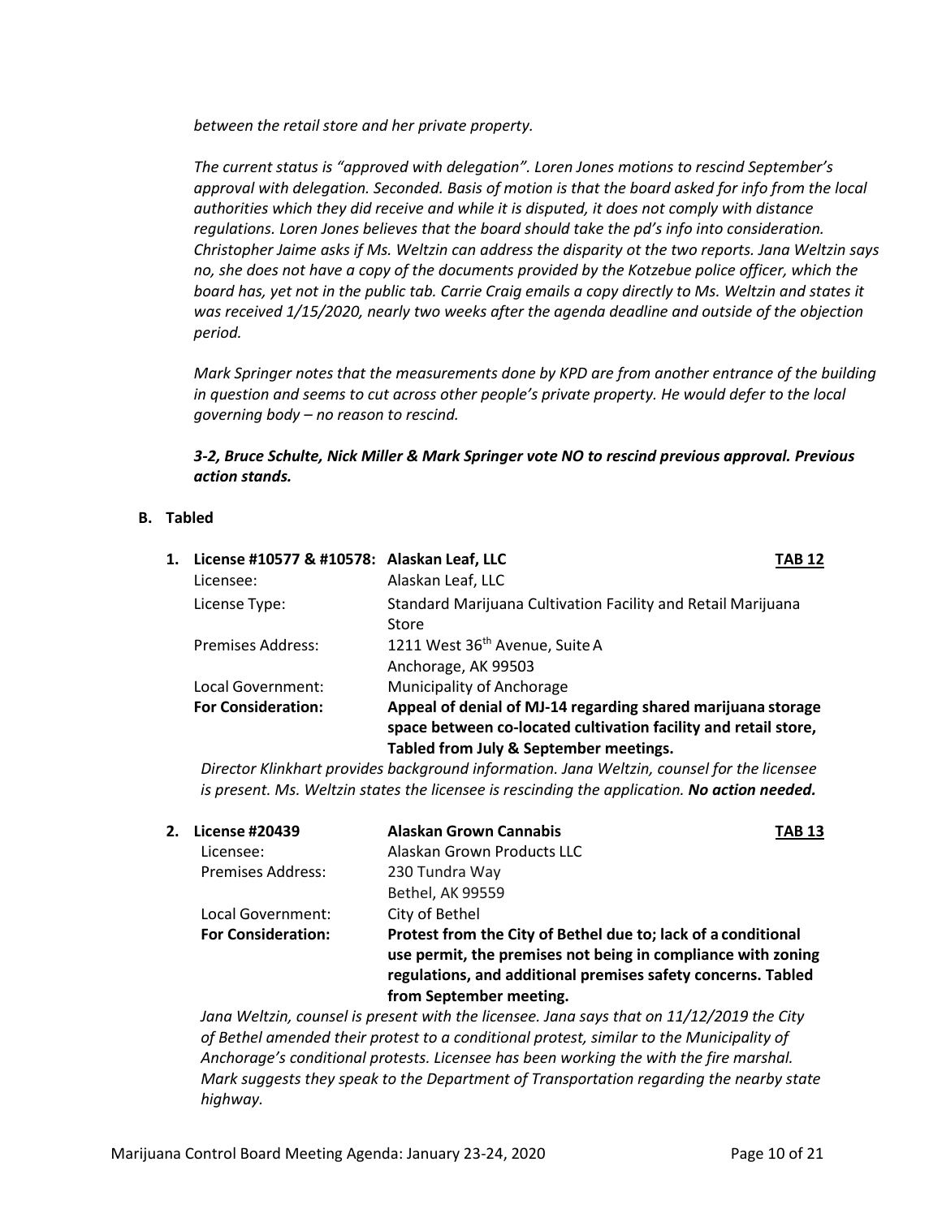*between the retail store and her private property.*

*The current status is "approved with delegation". Loren Jones motions to rescind September's approval with delegation. Seconded. Basis of motion is that the board asked for info from the local authorities which they did receive and while it is disputed, it does not comply with distance regulations. Loren Jones believes that the board should take the pd's info into consideration. Christopher Jaime asks if Ms. Weltzin can address the disparity ot the two reports. Jana Weltzin says no, she does not have a copy of the documents provided by the Kotzebue police officer, which the board has, yet not in the public tab. Carrie Craig emails a copy directly to Ms. Weltzin and states it was received 1/15/2020, nearly two weeks after the agenda deadline and outside of the objection period.*

*Mark Springer notes that the measurements done by KPD are from another entrance of the building in question and seems to cut across other people's private property. He would defer to the local governing body – no reason to rescind.*

***3-2, Bruce Schulte, Nick Miller & Mark Springer vote NO to rescind previous approval. Previous action stands.***

**B. Tabled**

1. **License #10577 & #10578: Alaskan Leaf, LLC** **TAB 12**

| | |
|---|---|
| Licensee: | Alaskan Leaf, LLC |
| License Type: | Standard Marijuana Cultivation Facility and Retail Marijuana Store |
| Premises Address: | 1211 West 36th Avenue, Suite A<br>Anchorage, AK 99503 |
| Local Government: | Municipality of Anchorage |
| **For Consideration:** | **Appeal of denial of MJ-14 regarding shared marijuana storage space between co-located cultivation facility and retail store, Tabled from July & September meetings.** |

*Director Klinkhart provides background information. Jana Weltzin, counsel for the licensee is present. Ms. Weltzin states the licensee is rescinding the application.* ***No action needed.***

2. **License #20439** **Alaskan Grown Cannabis** **TAB 13**

| | |
|---|---|
| Licensee: | Alaskan Grown Products LLC |
| Premises Address: | 230 Tundra Way<br>Bethel, AK 99559 |
| Local Government: | City of Bethel |
| **For Consideration:** | **Protest from the City of Bethel due to; lack of a conditional use permit, the premises not being in compliance with zoning regulations, and additional premises safety concerns. Tabled from September meeting.** |

*Jana Weltzin, counsel is present with the licensee. Jana says that on 11/12/2019 the City of Bethel amended their protest to a conditional protest, similar to the Municipality of Anchorage's conditional protests. Licensee has been working the with the fire marshal. Mark suggests they speak to the Department of Transportation regarding the nearby state highway.*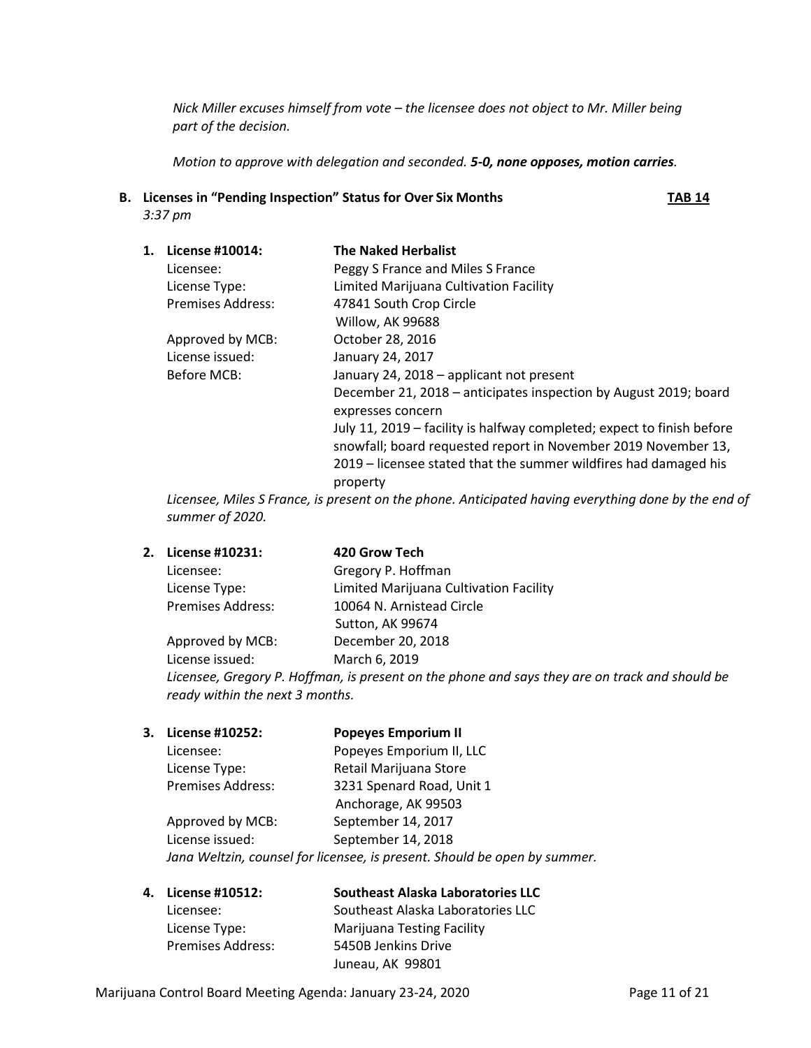*Nick Miller excuses himself from vote – the licensee does not object to Mr. Miller being part of the decision.*

*Motion to approve with delegation and seconded. **5-0, none opposes, motion carries**.*

**B. Licenses in "Pending Inspection" Status for Over Six Months** **TAB 14**
*3:37 pm*

**1. License #10014:** **The Naked Herbalist**

Licensee: Peggy S France and Miles S France
License Type: Limited Marijuana Cultivation Facility
Premises Address: 47841 South Crop Circle
Willow, AK 99688
Approved by MCB: October 28, 2016
License issued: January 24, 2017
Before MCB: January 24, 2018 – applicant not present
December 21, 2018 – anticipates inspection by August 2019; board expresses concern
July 11, 2019 – facility is halfway completed; expect to finish before snowfall; board requested report in November 2019 November 13, 2019 – licensee stated that the summer wildfires had damaged his property

*Licensee, Miles S France, is present on the phone. Anticipated having everything done by the end of summer of 2020.*

**2. License #10231:** **420 Grow Tech**

Licensee: Gregory P. Hoffman
License Type: Limited Marijuana Cultivation Facility
Premises Address: 10064 N. Arnistead Circle
Sutton, AK 99674
Approved by MCB: December 20, 2018
License issued: March 6, 2019

*Licensee, Gregory P. Hoffman, is present on the phone and says they are on track and should be ready within the next 3 months.*

**3. License #10252:** **Popeyes Emporium II**

Licensee: Popeyes Emporium II, LLC
License Type: Retail Marijuana Store
Premises Address: 3231 Spenard Road, Unit 1
Anchorage, AK 99503
Approved by MCB: September 14, 2017
License issued: September 14, 2018

*Jana Weltzin, counsel for licensee, is present. Should be open by summer.*

**4. License #10512:** **Southeast Alaska Laboratories LLC**

Licensee: Southeast Alaska Laboratories LLC
License Type: Marijuana Testing Facility
Premises Address: 5450B Jenkins Drive
Juneau, AK 99801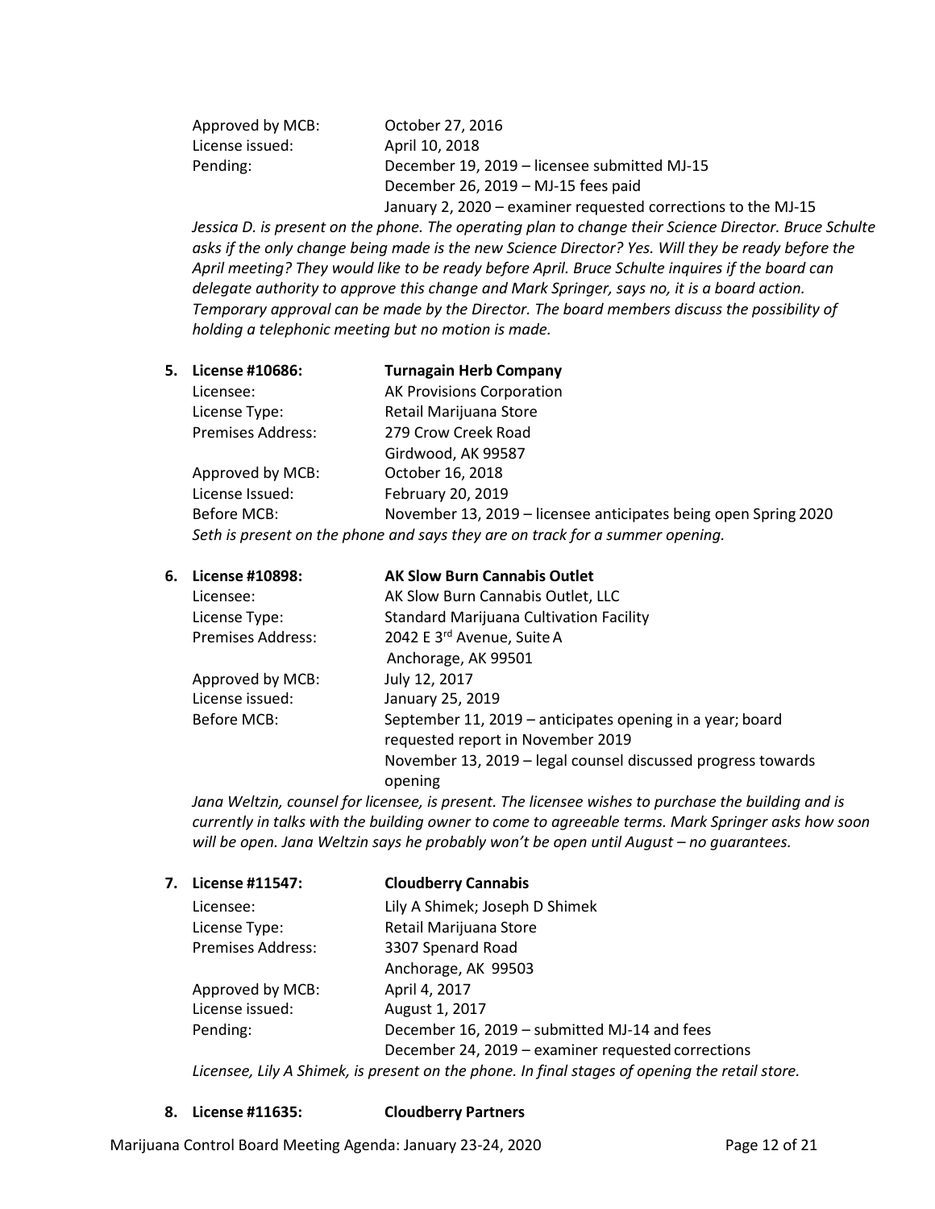Approved by MCB: October 27, 2016
License issued: April 10, 2018
Pending: December 19, 2019 – licensee submitted MJ-15
December 26, 2019 – MJ-15 fees paid
January 2, 2020 – examiner requested corrections to the MJ-15

*Jessica D. is present on the phone. The operating plan to change their Science Director. Bruce Schulte asks if the only change being made is the new Science Director? Yes. Will they be ready before the April meeting? They would like to be ready before April. Bruce Schulte inquires if the board can delegate authority to approve this change and Mark Springer, says no, it is a board action. Temporary approval can be made by the Director. The board members discuss the possibility of holding a telephonic meeting but no motion is made.*

5. **License #10686: Turnagain Herb Company**

Licensee: AK Provisions Corporation
License Type: Retail Marijuana Store
Premises Address: 279 Crow Creek Road
Girdwood, AK 99587
Approved by MCB: October 16, 2018
License Issued: February 20, 2019
Before MCB: November 13, 2019 – licensee anticipates being open Spring 2020

*Seth is present on the phone and says they are on track for a summer opening.*

6. **License #10898: AK Slow Burn Cannabis Outlet**

Licensee: AK Slow Burn Cannabis Outlet, LLC
License Type: Standard Marijuana Cultivation Facility
Premises Address: 2042 E 3rd Avenue, Suite A
Anchorage, AK 99501
Approved by MCB: July 12, 2017
License issued: January 25, 2019
Before MCB: September 11, 2019 – anticipates opening in a year; board requested report in November 2019
November 13, 2019 – legal counsel discussed progress towards opening

*Jana Weltzin, counsel for licensee, is present. The licensee wishes to purchase the building and is currently in talks with the building owner to come to agreeable terms. Mark Springer asks how soon will be open. Jana Weltzin says he probably won't be open until August – no guarantees.*

7. **License #11547: Cloudberry Cannabis**

Licensee: Lily A Shimek; Joseph D Shimek
License Type: Retail Marijuana Store
Premises Address: 3307 Spenard Road
Anchorage, AK 99503
Approved by MCB: April 4, 2017
License issued: August 1, 2017
Pending: December 16, 2019 – submitted MJ-14 and fees
December 24, 2019 – examiner requested corrections

*Licensee, Lily A Shimek, is present on the phone. In final stages of opening the retail store.*

8. **License #11635: Cloudberry Partners**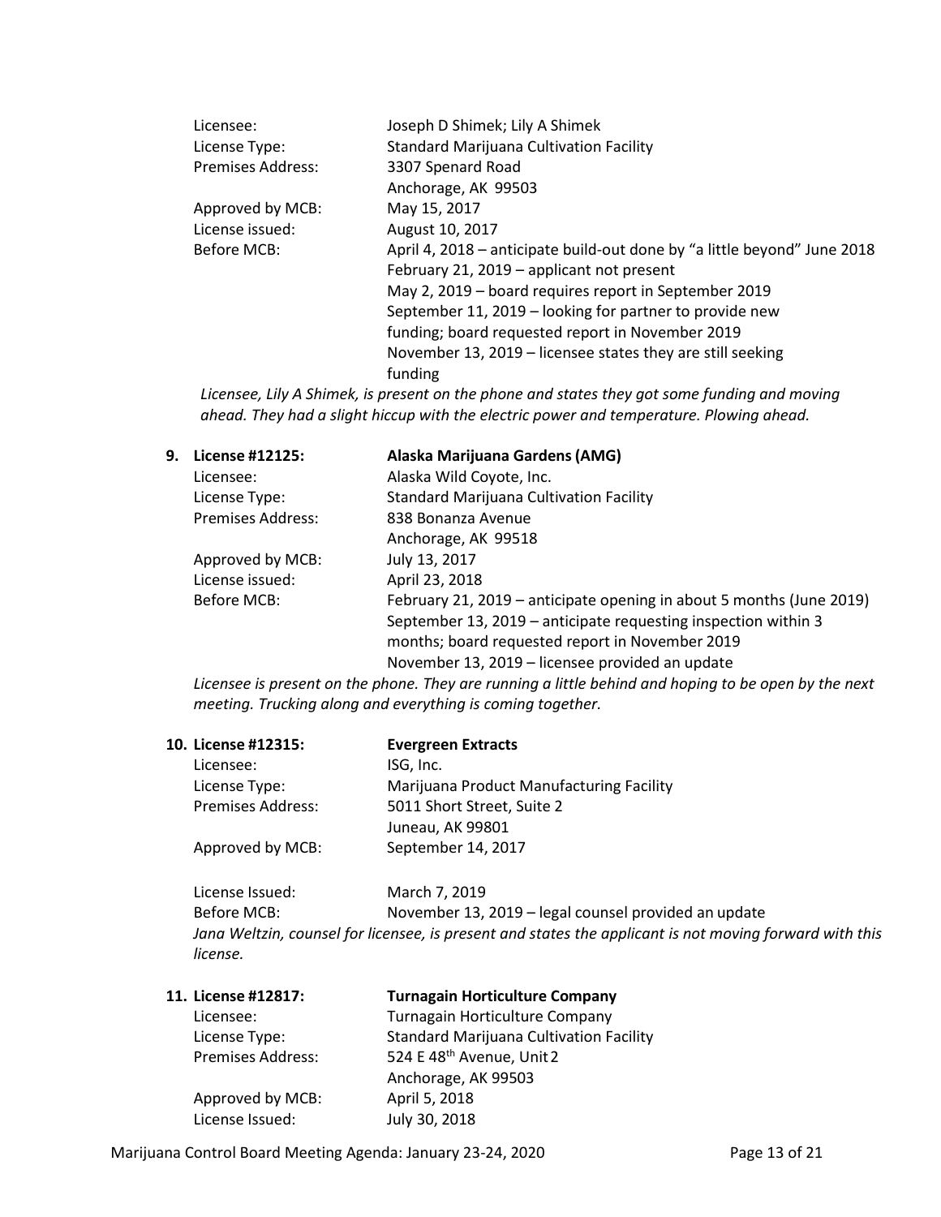| | |
|---|---|
| Licensee: | Joseph D Shimek; Lily A Shimek |
| License Type: | Standard Marijuana Cultivation Facility |
| Premises Address: | 3307 Spenard Road<br>Anchorage, AK 99503 |
| Approved by MCB: | May 15, 2017 |
| License issued: | August 10, 2017 |
| Before MCB: | April 4, 2018 – anticipate build-out done by "a little beyond" June 2018<br>February 21, 2019 – applicant not present<br>May 2, 2019 – board requires report in September 2019<br>September 11, 2019 – looking for partner to provide new funding; board requested report in November 2019<br>November 13, 2019 – licensee states they are still seeking funding |

*Licensee, Lily A Shimek, is present on the phone and states they got some funding and moving ahead. They had a slight hiccup with the electric power and temperature. Plowing ahead.*

**9. License #12125: Alaska Marijuana Gardens (AMG)**

| | |
|---|---|
| Licensee: | Alaska Wild Coyote, Inc. |
| License Type: | Standard Marijuana Cultivation Facility |
| Premises Address: | 838 Bonanza Avenue<br>Anchorage, AK 99518 |
| Approved by MCB: | July 13, 2017 |
| License issued: | April 23, 2018 |
| Before MCB: | February 21, 2019 – anticipate opening in about 5 months (June 2019)<br>September 13, 2019 – anticipate requesting inspection within 3 months; board requested report in November 2019<br>November 13, 2019 – licensee provided an update |

*Licensee is present on the phone. They are running a little behind and hoping to be open by the next meeting. Trucking along and everything is coming together.*

**10. License #12315: Evergreen Extracts**

| | |
|---|---|
| Licensee: | ISG, Inc. |
| License Type: | Marijuana Product Manufacturing Facility |
| Premises Address: | 5011 Short Street, Suite 2<br>Juneau, AK 99801 |
| Approved by MCB: | September 14, 2017 |
| License Issued: | March 7, 2019 |
| Before MCB: | November 13, 2019 – legal counsel provided an update |

*Jana Weltzin, counsel for licensee, is present and states the applicant is not moving forward with this license.*

**11. License #12817: Turnagain Horticulture Company**

| | |
|---|---|
| Licensee: | Turnagain Horticulture Company |
| License Type: | Standard Marijuana Cultivation Facility |
| Premises Address: | 524 E 48th Avenue, Unit 2<br>Anchorage, AK 99503 |
| Approved by MCB: | April 5, 2018 |
| License Issued: | July 30, 2018 |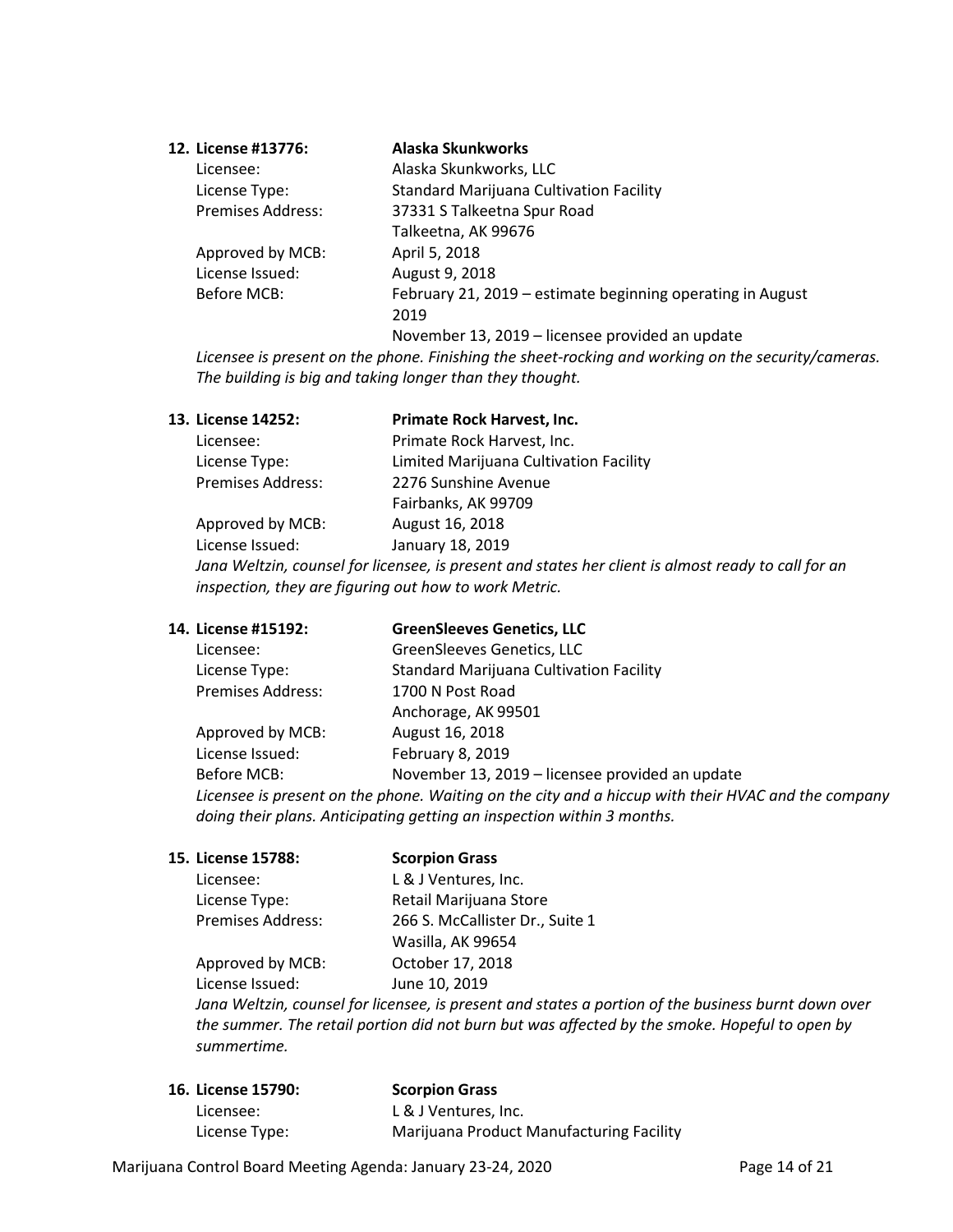12. **License #13776: Alaska Skunkworks**

Licensee: Alaska Skunkworks, LLC
License Type: Standard Marijuana Cultivation Facility
Premises Address: 37331 S Talkeetna Spur Road
Talkeetna, AK 99676
Approved by MCB: April 5, 2018
License Issued: August 9, 2018
Before MCB: February 21, 2019 – estimate beginning operating in August 2019
November 13, 2019 – licensee provided an update

*Licensee is present on the phone. Finishing the sheet-rocking and working on the security/cameras. The building is big and taking longer than they thought.*

13. **License 14252: Primate Rock Harvest, Inc.**

Licensee: Primate Rock Harvest, Inc.
License Type: Limited Marijuana Cultivation Facility
Premises Address: 2276 Sunshine Avenue
Fairbanks, AK 99709
Approved by MCB: August 16, 2018
License Issued: January 18, 2019

*Jana Weltzin, counsel for licensee, is present and states her client is almost ready to call for an inspection, they are figuring out how to work Metric.*

14. **License #15192: GreenSleeves Genetics, LLC**

Licensee: GreenSleeves Genetics, LLC
License Type: Standard Marijuana Cultivation Facility
Premises Address: 1700 N Post Road
Anchorage, AK 99501
Approved by MCB: August 16, 2018
License Issued: February 8, 2019
Before MCB: November 13, 2019 – licensee provided an update

*Licensee is present on the phone. Waiting on the city and a hiccup with their HVAC and the company doing their plans. Anticipating getting an inspection within 3 months.*

15. **License 15788: Scorpion Grass**

Licensee: L & J Ventures, Inc.
License Type: Retail Marijuana Store
Premises Address: 266 S. McCallister Dr., Suite 1
Wasilla, AK 99654
Approved by MCB: October 17, 2018
License Issued: June 10, 2019

*Jana Weltzin, counsel for licensee, is present and states a portion of the business burnt down over the summer. The retail portion did not burn but was affected by the smoke. Hopeful to open by summertime.*

16. **License 15790: Scorpion Grass**

Licensee: L & J Ventures, Inc.
License Type: Marijuana Product Manufacturing Facility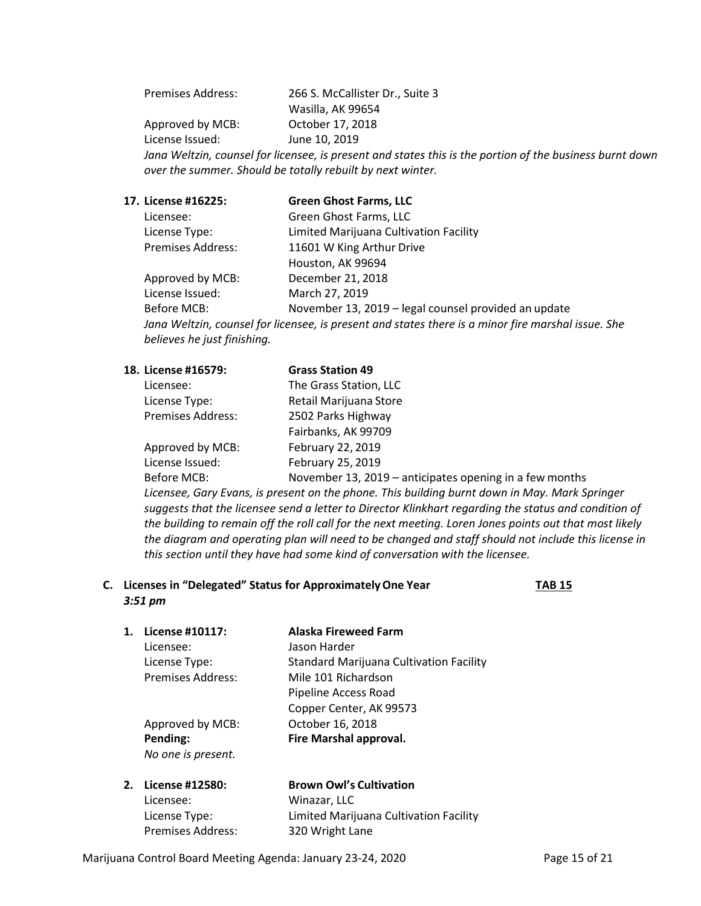Premises Address: 266 S. McCallister Dr., Suite 3
Wasilla, AK 99654
Approved by MCB: October 17, 2018
License Issued: June 10, 2019

*Jana Weltzin, counsel for licensee, is present and states this is the portion of the business burnt down over the summer. Should be totally rebuilt by next winter.*

**17. License #16225: Green Ghost Farms, LLC**

Licensee: Green Ghost Farms, LLC
License Type: Limited Marijuana Cultivation Facility
Premises Address: 11601 W King Arthur Drive
Houston, AK 99694
Approved by MCB: December 21, 2018
License Issued: March 27, 2019
Before MCB: November 13, 2019 – legal counsel provided an update

*Jana Weltzin, counsel for licensee, is present and states there is a minor fire marshal issue. She believes he just finishing.*

**18. License #16579: Grass Station 49**

Licensee: The Grass Station, LLC
License Type: Retail Marijuana Store
Premises Address: 2502 Parks Highway
Fairbanks, AK 99709
Approved by MCB: February 22, 2019
License Issued: February 25, 2019
Before MCB: November 13, 2019 – anticipates opening in a few months

*Licensee, Gary Evans, is present on the phone. This building burnt down in May. Mark Springer suggests that the licensee send a letter to Director Klinkhart regarding the status and condition of the building to remain off the roll call for the next meeting. Loren Jones points out that most likely the diagram and operating plan will need to be changed and staff should not include this license in this section until they have had some kind of conversation with the licensee.*

## C. Licenses in "Delegated" Status for Approximately One Year — TAB 15

*3:51 pm*

**1. License #10117: Alaska Fireweed Farm**

Licensee: Jason Harder
License Type: Standard Marijuana Cultivation Facility
Premises Address: Mile 101 Richardson
Pipeline Access Road
Copper Center, AK 99573
Approved by MCB: October 16, 2018
**Pending: Fire Marshal approval.**

*No one is present.*

**2. License #12580: Brown Owl's Cultivation**

Licensee: Winazar, LLC
License Type: Limited Marijuana Cultivation Facility
Premises Address: 320 Wright Lane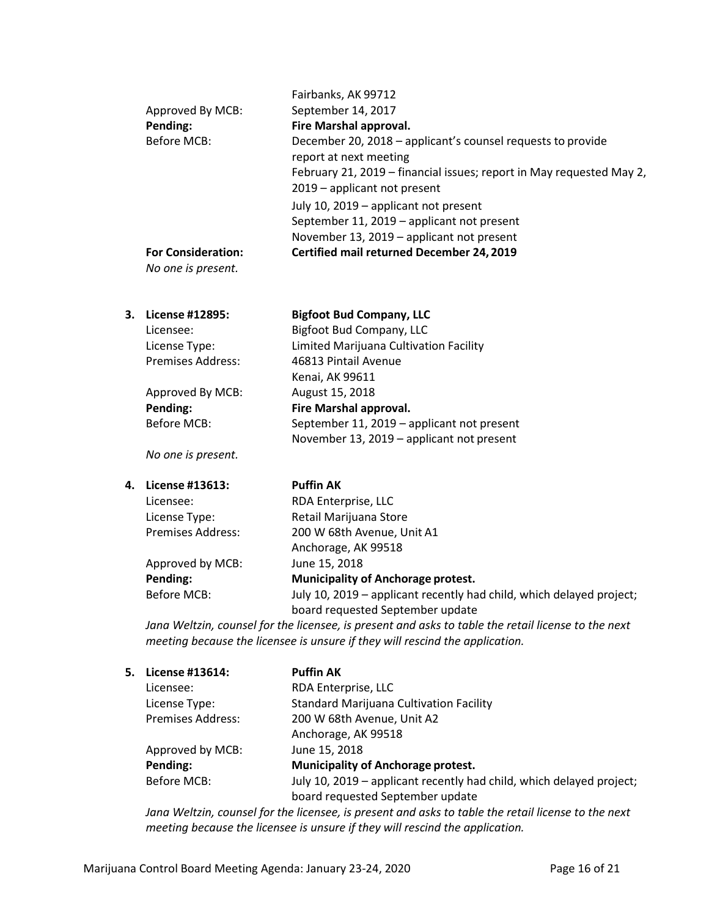| | |
|---|---|
| | Fairbanks, AK 99712 |
| Approved By MCB: | September 14, 2017 |
| **Pending:** | **Fire Marshal approval.** |
| Before MCB: | December 20, 2018 – applicant's counsel requests to provide report at next meeting |
| | February 21, 2019 – financial issues; report in May requested May 2, 2019 – applicant not present |
| | July 10, 2019 – applicant not present |
| | September 11, 2019 – applicant not present |
| | November 13, 2019 – applicant not present |
| **For Consideration:** | **Certified mail returned December 24, 2019** |

*No one is present.*

3. **License #12895:** **Bigfoot Bud Company, LLC**

| | |
|---|---|
| Licensee: | Bigfoot Bud Company, LLC |
| License Type: | Limited Marijuana Cultivation Facility |
| Premises Address: | 46813 Pintail Avenue<br>Kenai, AK 99611 |
| Approved By MCB: | August 15, 2018 |
| **Pending:** | **Fire Marshal approval.** |
| Before MCB: | September 11, 2019 – applicant not present<br>November 13, 2019 – applicant not present |

*No one is present.*

4. **License #13613:** **Puffin AK**

| | |
|---|---|
| Licensee: | RDA Enterprise, LLC |
| License Type: | Retail Marijuana Store |
| Premises Address: | 200 W 68th Avenue, Unit A1<br>Anchorage, AK 99518 |
| Approved by MCB: | June 15, 2018 |
| **Pending:** | **Municipality of Anchorage protest.** |
| Before MCB: | July 10, 2019 – applicant recently had child, which delayed project; board requested September update |

*Jana Weltzin, counsel for the licensee, is present and asks to table the retail license to the next meeting because the licensee is unsure if they will rescind the application.*

5. **License #13614:** **Puffin AK**

| | |
|---|---|
| Licensee: | RDA Enterprise, LLC |
| License Type: | Standard Marijuana Cultivation Facility |
| Premises Address: | 200 W 68th Avenue, Unit A2<br>Anchorage, AK 99518 |
| Approved by MCB: | June 15, 2018 |
| **Pending:** | **Municipality of Anchorage protest.** |
| Before MCB: | July 10, 2019 – applicant recently had child, which delayed project; board requested September update |

*Jana Weltzin, counsel for the licensee, is present and asks to table the retail license to the next meeting because the licensee is unsure if they will rescind the application.*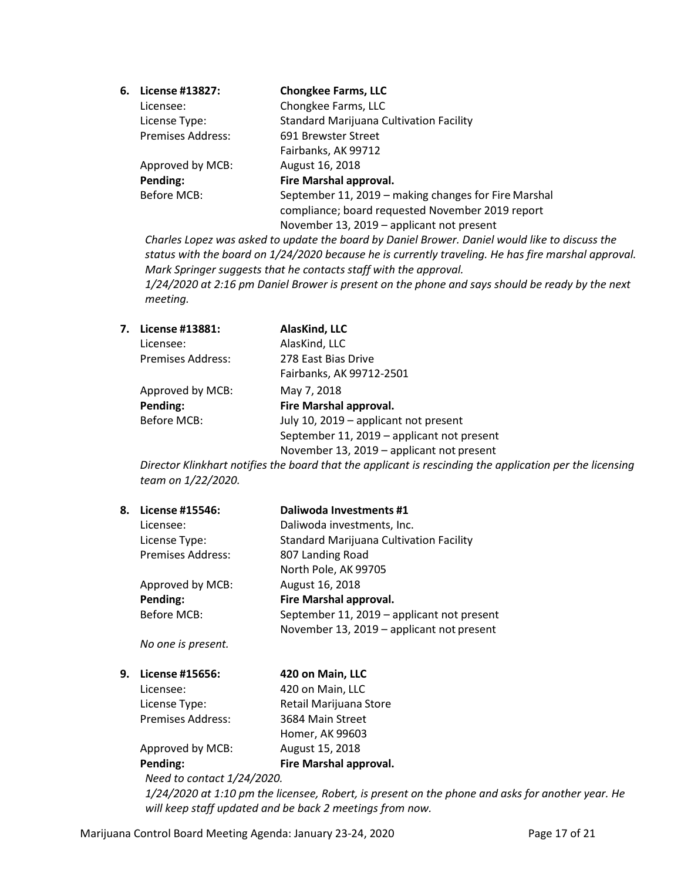6. **License #13827:** **Chongkee Farms, LLC**
   Licensee: Chongkee Farms, LLC
   License Type: Standard Marijuana Cultivation Facility
   Premises Address: 691 Brewster Street
   Fairbanks, AK 99712
   Approved by MCB: August 16, 2018
   **Pending:** **Fire Marshal approval.**
   Before MCB: September 11, 2019 – making changes for Fire Marshal compliance; board requested November 2019 report
   November 13, 2019 – applicant not present

   *Charles Lopez was asked to update the board by Daniel Brower. Daniel would like to discuss the status with the board on 1/24/2020 because he is currently traveling. He has fire marshal approval. Mark Springer suggests that he contacts staff with the approval.*
   *1/24/2020 at 2:16 pm Daniel Brower is present on the phone and says should be ready by the next meeting.*

7. **License #13881:** **AlasKind, LLC**
   Licensee: AlasKind, LLC
   Premises Address: 278 East Bias Drive
   Fairbanks, AK 99712-2501
   Approved by MCB: May 7, 2018
   **Pending:** **Fire Marshal approval.**
   Before MCB: July 10, 2019 – applicant not present
   September 11, 2019 – applicant not present
   November 13, 2019 – applicant not present

   *Director Klinkhart notifies the board that the applicant is rescinding the application per the licensing team on 1/22/2020.*

8. **License #15546:** **Daliwoda Investments #1**
   Licensee: Daliwoda investments, Inc.
   License Type: Standard Marijuana Cultivation Facility
   Premises Address: 807 Landing Road
   North Pole, AK 99705
   Approved by MCB: August 16, 2018
   **Pending:** **Fire Marshal approval.**
   Before MCB: September 11, 2019 – applicant not present
   November 13, 2019 – applicant not present

   *No one is present.*

9. **License #15656:** **420 on Main, LLC**
   Licensee: 420 on Main, LLC
   License Type: Retail Marijuana Store
   Premises Address: 3684 Main Street
   Homer, AK 99603
   Approved by MCB: August 15, 2018
   **Pending:** **Fire Marshal approval.**

   *Need to contact 1/24/2020.*
   *1/24/2020 at 1:10 pm the licensee, Robert, is present on the phone and asks for another year. He will keep staff updated and be back 2 meetings from now.*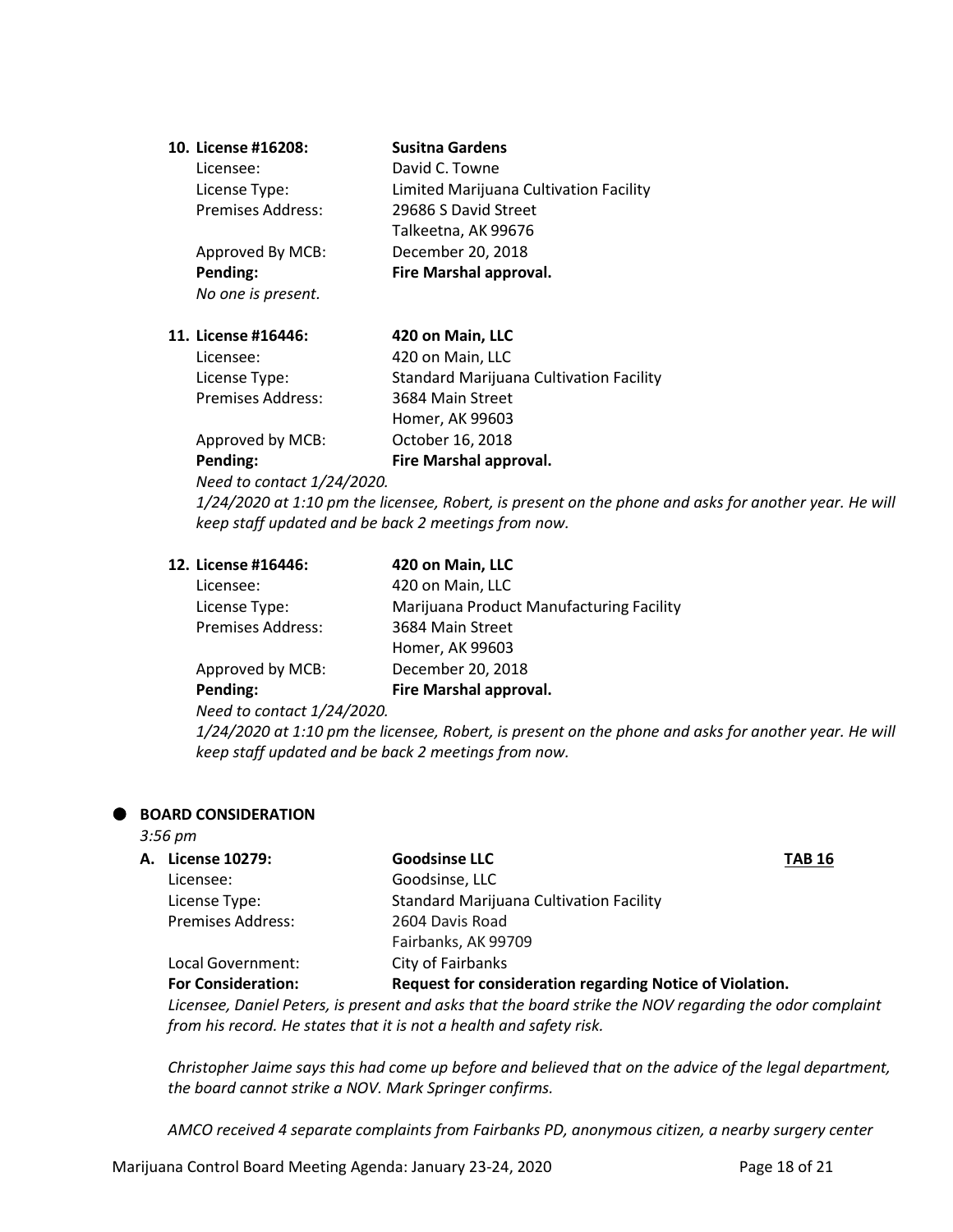10. **License #16208:** **Susitna Gardens**

    Licensee: David C. Towne
    License Type: Limited Marijuana Cultivation Facility
    Premises Address: 29686 S David Street
    Talkeetna, AK 99676
    Approved By MCB: December 20, 2018
    **Pending:** **Fire Marshal approval.**
    *No one is present.*

11. **License #16446:** **420 on Main, LLC**

    Licensee: 420 on Main, LLC
    License Type: Standard Marijuana Cultivation Facility
    Premises Address: 3684 Main Street
    Homer, AK 99603
    Approved by MCB: October 16, 2018
    **Pending:** **Fire Marshal approval.**
    *Need to contact 1/24/2020.*
    *1/24/2020 at 1:10 pm the licensee, Robert, is present on the phone and asks for another year. He will keep staff updated and be back 2 meetings from now.*

12. **License #16446:** **420 on Main, LLC**

    Licensee: 420 on Main, LLC
    License Type: Marijuana Product Manufacturing Facility
    Premises Address: 3684 Main Street
    Homer, AK 99603
    Approved by MCB: December 20, 2018
    **Pending:** **Fire Marshal approval.**
    *Need to contact 1/24/2020.*
    *1/24/2020 at 1:10 pm the licensee, Robert, is present on the phone and asks for another year. He will keep staff updated and be back 2 meetings from now.*

- **BOARD CONSIDERATION**

  *3:56 pm*

  A. **License 10279:** **Goodsinse LLC** **TAB 16**

     Licensee: Goodsinse, LLC
     License Type: Standard Marijuana Cultivation Facility
     Premises Address: 2604 Davis Road
     Fairbanks, AK 99709
     Local Government: City of Fairbanks
     **For Consideration:** **Request for consideration regarding Notice of Violation.**

     *Licensee, Daniel Peters, is present and asks that the board strike the NOV regarding the odor complaint from his record. He states that it is not a health and safety risk.*

     *Christopher Jaime says this had come up before and believed that on the advice of the legal department, the board cannot strike a NOV. Mark Springer confirms.*

     *AMCO received 4 separate complaints from Fairbanks PD, anonymous citizen, a nearby surgery center*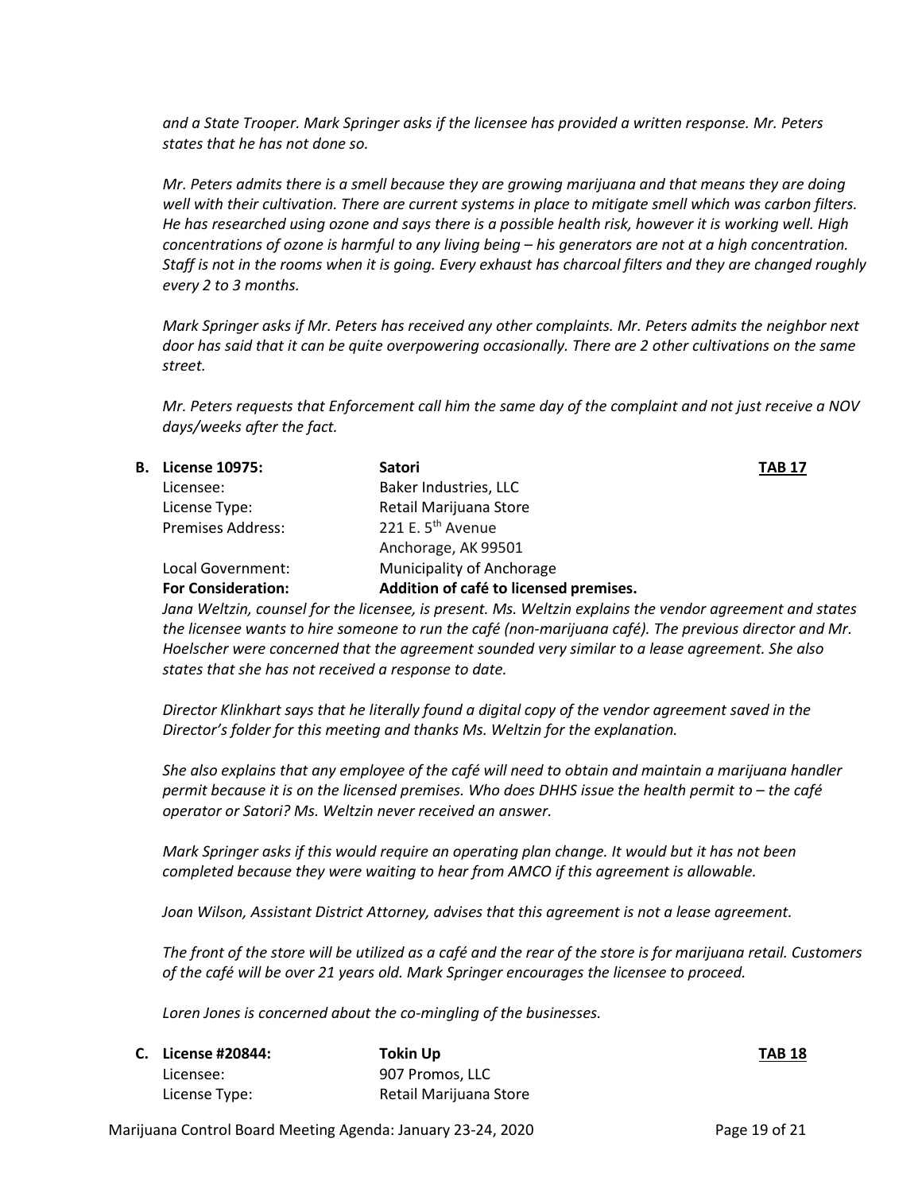*and a State Trooper. Mark Springer asks if the licensee has provided a written response. Mr. Peters states that he has not done so.*

*Mr. Peters admits there is a smell because they are growing marijuana and that means they are doing well with their cultivation. There are current systems in place to mitigate smell which was carbon filters. He has researched using ozone and says there is a possible health risk, however it is working well. High concentrations of ozone is harmful to any living being – his generators are not at a high concentration. Staff is not in the rooms when it is going. Every exhaust has charcoal filters and they are changed roughly every 2 to 3 months.*

*Mark Springer asks if Mr. Peters has received any other complaints. Mr. Peters admits the neighbor next door has said that it can be quite overpowering occasionally. There are 2 other cultivations on the same street.*

*Mr. Peters requests that Enforcement call him the same day of the complaint and not just receive a NOV days/weeks after the fact.*

**B. License 10975:** **Satori** **TAB 17**

| | |
|---|---|
| Licensee: | Baker Industries, LLC |
| License Type: | Retail Marijuana Store |
| Premises Address: | 221 E. 5th Avenue<br>Anchorage, AK 99501 |
| Local Government: | Municipality of Anchorage |
| **For Consideration:** | **Addition of café to licensed premises.** |

*Jana Weltzin, counsel for the licensee, is present. Ms. Weltzin explains the vendor agreement and states the licensee wants to hire someone to run the café (non-marijuana café). The previous director and Mr. Hoelscher were concerned that the agreement sounded very similar to a lease agreement. She also states that she has not received a response to date.*

*Director Klinkhart says that he literally found a digital copy of the vendor agreement saved in the Director's folder for this meeting and thanks Ms. Weltzin for the explanation.*

*She also explains that any employee of the café will need to obtain and maintain a marijuana handler permit because it is on the licensed premises. Who does DHHS issue the health permit to – the café operator or Satori? Ms. Weltzin never received an answer.*

*Mark Springer asks if this would require an operating plan change. It would but it has not been completed because they were waiting to hear from AMCO if this agreement is allowable.*

*Joan Wilson, Assistant District Attorney, advises that this agreement is not a lease agreement.*

*The front of the store will be utilized as a café and the rear of the store is for marijuana retail. Customers of the café will be over 21 years old. Mark Springer encourages the licensee to proceed.*

*Loren Jones is concerned about the co-mingling of the businesses.*

**C. License #20844:** **Tokin Up** **TAB 18**

| | |
|---|---|
| Licensee: | 907 Promos, LLC |
| License Type: | Retail Marijuana Store |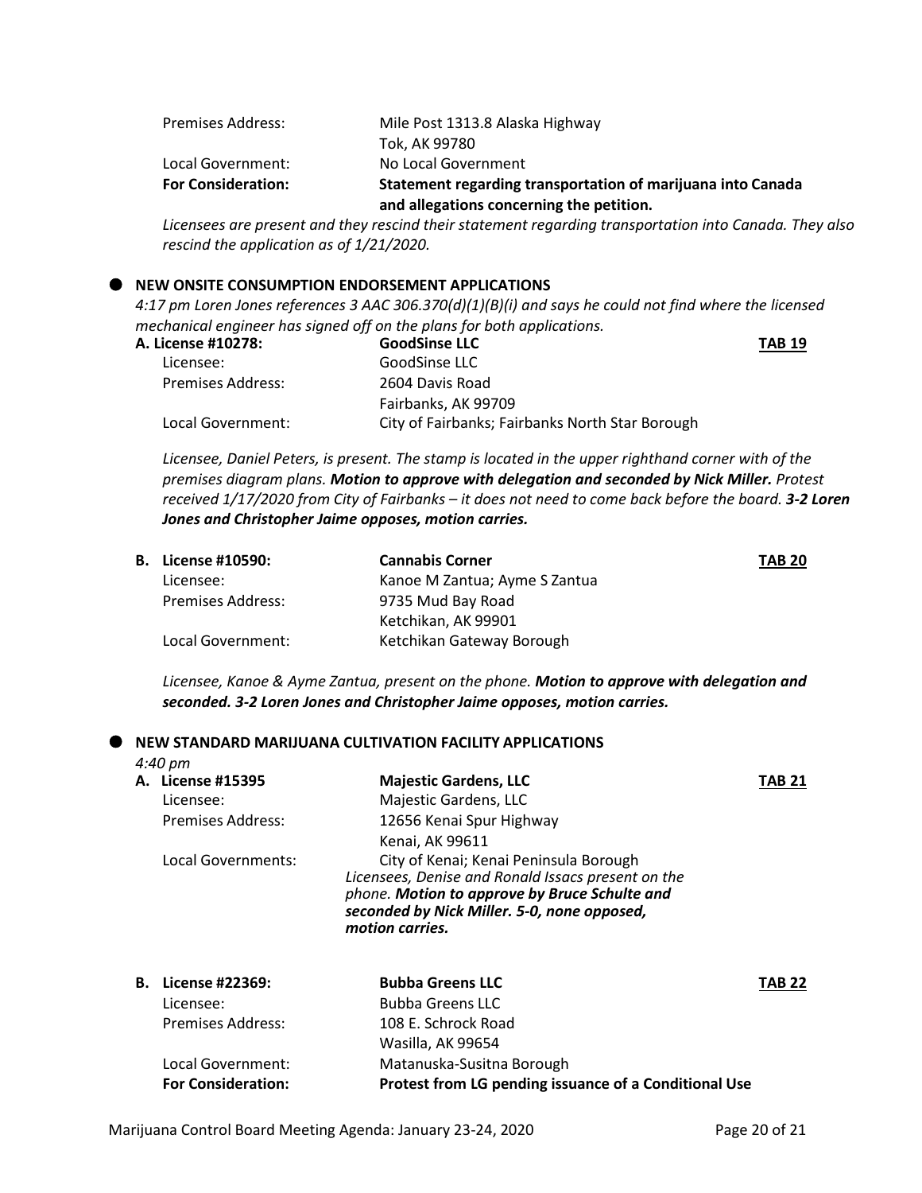Premises Address: Mile Post 1313.8 Alaska Highway
Tok, AK 99780
Local Government: No Local Government
**For Consideration: Statement regarding transportation of marijuana into Canada and allegations concerning the petition.**

*Licensees are present and they rescind their statement regarding transportation into Canada. They also rescind the application as of 1/21/2020.*

## NEW ONSITE CONSUMPTION ENDORSEMENT APPLICATIONS

*4:17 pm Loren Jones references 3 AAC 306.370(d)(1)(B)(i) and says he could not find where the licensed mechanical engineer has signed off on the plans for both applications.*

**A. License #10278: GoodSinse LLC** **TAB 19**
Licensee: GoodSinse LLC
Premises Address: 2604 Davis Road
Fairbanks, AK 99709
Local Government: City of Fairbanks; Fairbanks North Star Borough

*Licensee, Daniel Peters, is present. The stamp is located in the upper righthand corner with of the premises diagram plans.* ***Motion to approve with delegation and seconded by Nick Miller.*** *Protest received 1/17/2020 from City of Fairbanks – it does not need to come back before the board.* ***3-2 Loren Jones and Christopher Jaime opposes, motion carries.***

**B. License #10590: Cannabis Corner** **TAB 20**
Licensee: Kanoe M Zantua; Ayme S Zantua
Premises Address: 9735 Mud Bay Road
Ketchikan, AK 99901
Local Government: Ketchikan Gateway Borough

*Licensee, Kanoe & Ayme Zantua, present on the phone.* ***Motion to approve with delegation and seconded. 3-2 Loren Jones and Christopher Jaime opposes, motion carries.***

## NEW STANDARD MARIJUANA CULTIVATION FACILITY APPLICATIONS

*4:40 pm*

**A. License #15395 Majestic Gardens, LLC** **TAB 21**
Licensee: Majestic Gardens, LLC
Premises Address: 12656 Kenai Spur Highway
Kenai, AK 99611
Local Governments: City of Kenai; Kenai Peninsula Borough
*Licensees, Denise and Ronald Issacs present on the phone.* ***Motion to approve by Bruce Schulte and seconded by Nick Miller. 5-0, none opposed, motion carries.***

**B. License #22369: Bubba Greens LLC** **TAB 22**
Licensee: Bubba Greens LLC
Premises Address: 108 E. Schrock Road
Wasilla, AK 99654
Local Government: Matanuska-Susitna Borough
**For Consideration: Protest from LG pending issuance of a Conditional Use**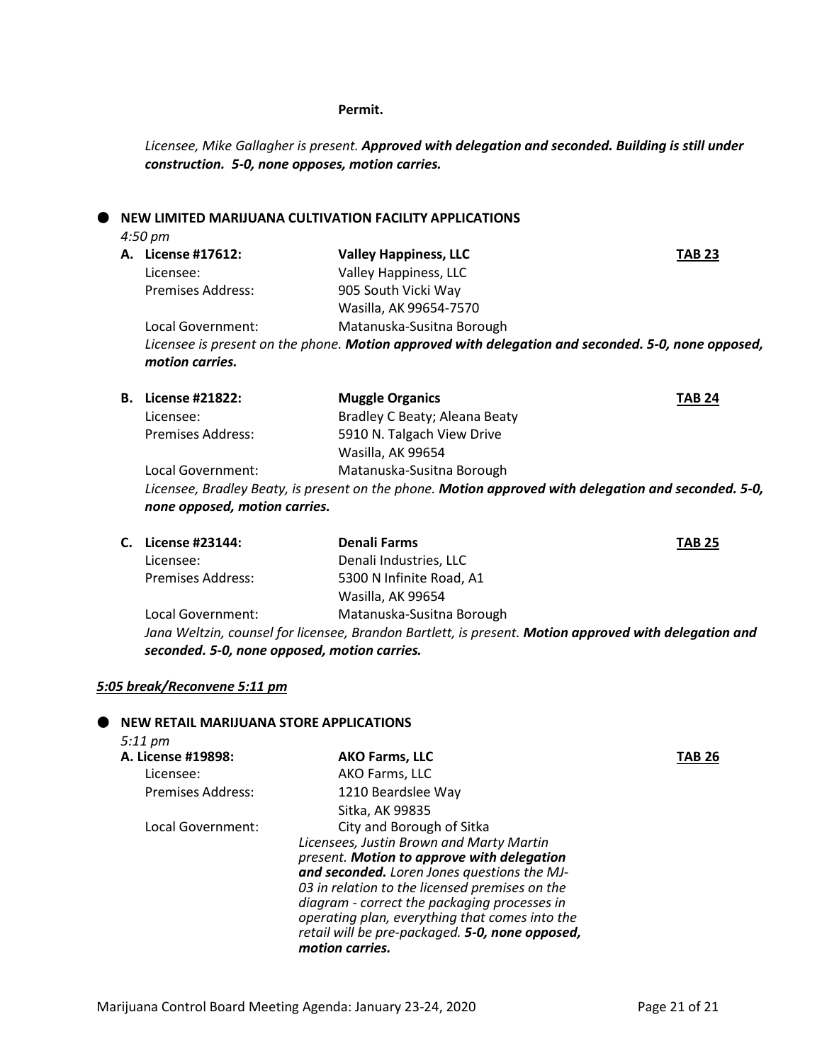**Permit.**

*Licensee, Mike Gallagher is present.* ***Approved with delegation and seconded. Building is still under construction. 5-0, none opposes, motion carries.***

- **NEW LIMITED MARIJUANA CULTIVATION FACILITY APPLICATIONS**

*4:50 pm*

**A. License #17612:** **Valley Happiness, LLC** **TAB 23**

Licensee: Valley Happiness, LLC
Premises Address: 905 South Vicki Way
Wasilla, AK 99654-7570
Local Government: Matanuska-Susitna Borough

*Licensee is present on the phone.* ***Motion approved with delegation and seconded. 5-0, none opposed, motion carries.***

**B. License #21822:** **Muggle Organics** **TAB 24**

Licensee: Bradley C Beaty; Aleana Beaty
Premises Address: 5910 N. Talgach View Drive
Wasilla, AK 99654
Local Government: Matanuska-Susitna Borough

*Licensee, Bradley Beaty, is present on the phone.* ***Motion approved with delegation and seconded. 5-0, none opposed, motion carries.***

**C. License #23144:** **Denali Farms** **TAB 25**

Licensee: Denali Industries, LLC
Premises Address: 5300 N Infinite Road, A1
Wasilla, AK 99654
Local Government: Matanuska-Susitna Borough

*Jana Weltzin, counsel for licensee, Brandon Bartlett, is present.* ***Motion approved with delegation and seconded. 5-0, none opposed, motion carries.***

***5:05 break/Reconvene 5:11 pm***

- **NEW RETAIL MARIJUANA STORE APPLICATIONS**

*5:11 pm*

**A. License #19898:** **AKO Farms, LLC** **TAB 26**

Licensee: AKO Farms, LLC
Premises Address: 1210 Beardslee Way
Sitka, AK 99835
Local Government: City and Borough of Sitka

*Licensees, Justin Brown and Marty Martin present.* ***Motion to approve with delegation and seconded.*** *Loren Jones questions the MJ-03 in relation to the licensed premises on the diagram - correct the packaging processes in operating plan, everything that comes into the retail will be pre-packaged.* ***5-0, none opposed, motion carries.***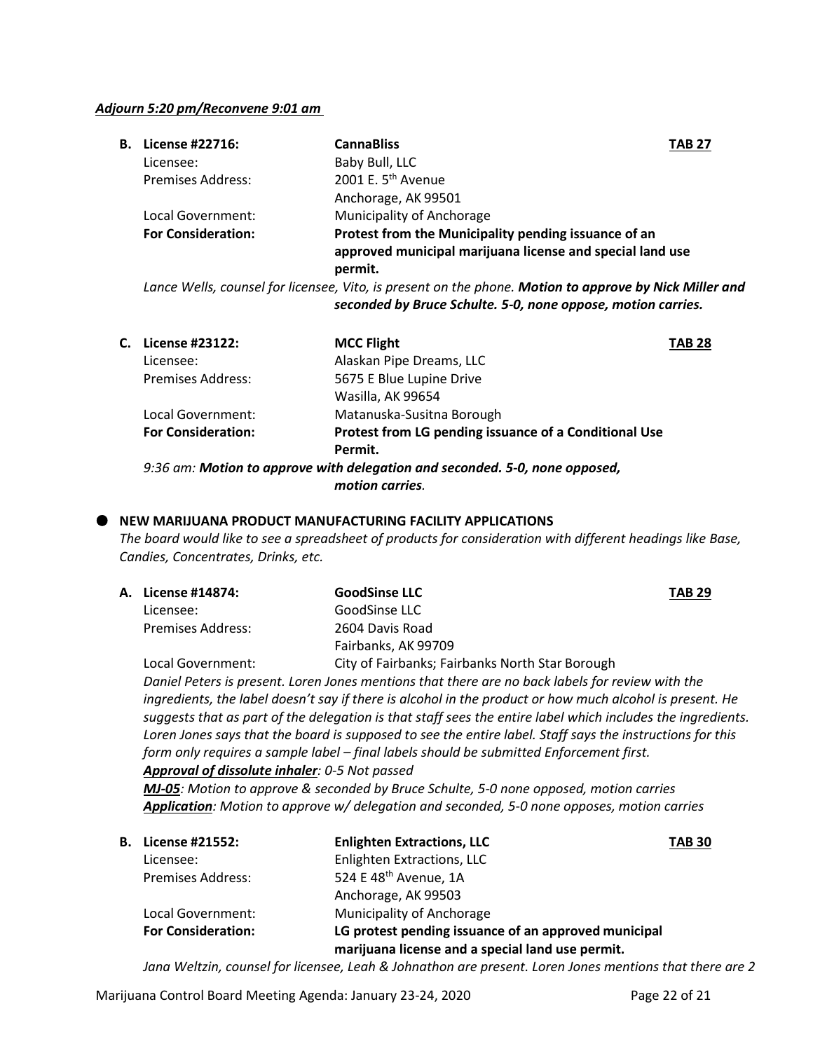***Adjourn 5:20 pm/Reconvene 9:01 am***

**B. License #22716:** **CannaBliss** **TAB 27**
Licensee: Baby Bull, LLC
Premises Address: 2001 E. 5th Avenue
Anchorage, AK 99501
Local Government: Municipality of Anchorage
**For Consideration: Protest from the Municipality pending issuance of an approved municipal marijuana license and special land use permit.**

*Lance Wells, counsel for licensee, Vito, is present on the phone.* ***Motion to approve by Nick Miller and seconded by Bruce Schulte. 5-0, none oppose, motion carries.***

**C. License #23122:** **MCC Flight** **TAB 28**
Licensee: Alaskan Pipe Dreams, LLC
Premises Address: 5675 E Blue Lupine Drive
Wasilla, AK 99654
Local Government: Matanuska-Susitna Borough
**For Consideration: Protest from LG pending issuance of a Conditional Use Permit.**

*9:36 am:* ***Motion to approve with delegation and seconded. 5-0, none opposed, motion carries.***

- **NEW MARIJUANA PRODUCT MANUFACTURING FACILITY APPLICATIONS**

*The board would like to see a spreadsheet of products for consideration with different headings like Base, Candies, Concentrates, Drinks, etc.*

**A. License #14874:** **GoodSinse LLC** **TAB 29**
Licensee: GoodSinse LLC
Premises Address: 2604 Davis Road
Fairbanks, AK 99709
Local Government: City of Fairbanks; Fairbanks North Star Borough

*Daniel Peters is present. Loren Jones mentions that there are no back labels for review with the ingredients, the label doesn't say if there is alcohol in the product or how much alcohol is present. He suggests that as part of the delegation is that staff sees the entire label which includes the ingredients. Loren Jones says that the board is supposed to see the entire label. Staff says the instructions for this form only requires a sample label – final labels should be submitted Enforcement first.*

***Approval of dissolute inhaler**: 0-5 Not passed*

***MJ-05**: Motion to approve & seconded by Bruce Schulte, 5-0 none opposed, motion carries*

***Application**: Motion to approve w/ delegation and seconded, 5-0 none opposes, motion carries*

**B. License #21552:** **Enlighten Extractions, LLC** **TAB 30**
Licensee: Enlighten Extractions, LLC
Premises Address: 524 E 48th Avenue, 1A
Anchorage, AK 99503
Local Government: Municipality of Anchorage
**For Consideration: LG protest pending issuance of an approved municipal marijuana license and a special land use permit.**

*Jana Weltzin, counsel for licensee, Leah & Johnathon are present. Loren Jones mentions that there are 2*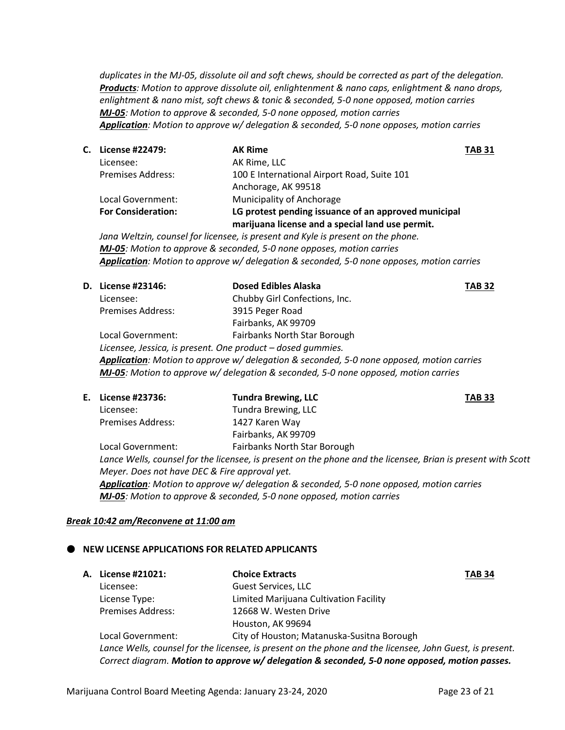*duplicates in the MJ-05, dissolute oil and soft chews, should be corrected as part of the delegation.*
***Products**: Motion to approve dissolute oil, enlightenment & nano caps, enlightment & nano drops, enlightment & nano mist, soft chews & tonic & seconded, 5-0 none opposed, motion carries*
***MJ-05**: Motion to approve & seconded, 5-0 none opposed, motion carries*
***Application**: Motion to approve w/ delegation & seconded, 5-0 none opposes, motion carries*

**C. License #22479:** **AK Rime** **TAB 31**

Licensee: AK Rime, LLC
Premises Address: 100 E International Airport Road, Suite 101
Anchorage, AK 99518
Local Government: Municipality of Anchorage
**For Consideration:** **LG protest pending issuance of an approved municipal marijuana license and a special land use permit.**

*Jana Weltzin, counsel for licensee, is present and Kyle is present on the phone.*
***MJ-05**: Motion to approve & seconded, 5-0 none opposes, motion carries*
***Application**: Motion to approve w/ delegation & seconded, 5-0 none opposes, motion carries*

**D. License #23146:** **Dosed Edibles Alaska** **TAB 32**

Licensee: Chubby Girl Confections, Inc.
Premises Address: 3915 Peger Road
Fairbanks, AK 99709
Local Government: Fairbanks North Star Borough

*Licensee, Jessica, is present. One product – dosed gummies.*
***Application**: Motion to approve w/ delegation & seconded, 5-0 none opposed, motion carries*
***MJ-05**: Motion to approve w/ delegation & seconded, 5-0 none opposed, motion carries*

**E. License #23736:** **Tundra Brewing, LLC** **TAB 33**

Licensee: Tundra Brewing, LLC
Premises Address: 1427 Karen Way
Fairbanks, AK 99709
Local Government: Fairbanks North Star Borough

*Lance Wells, counsel for the licensee, is present on the phone and the licensee, Brian is present with Scott Meyer. Does not have DEC & Fire approval yet.*
***Application**: Motion to approve w/ delegation & seconded, 5-0 none opposed, motion carries*
***MJ-05**: Motion to approve & seconded, 5-0 none opposed, motion carries*

***Break 10:42 am/Reconvene at 11:00 am***

- **NEW LICENSE APPLICATIONS FOR RELATED APPLICANTS**

**A. License #21021:** **Choice Extracts** **TAB 34**

Licensee: Guest Services, LLC
License Type: Limited Marijuana Cultivation Facility
Premises Address: 12668 W. Westen Drive
Houston, AK 99694
Local Government: City of Houston; Matanuska-Susitna Borough

*Lance Wells, counsel for the licensee, is present on the phone and the licensee, John Guest, is present. Correct diagram.* ***Motion to approve w/ delegation & seconded, 5-0 none opposed, motion passes.***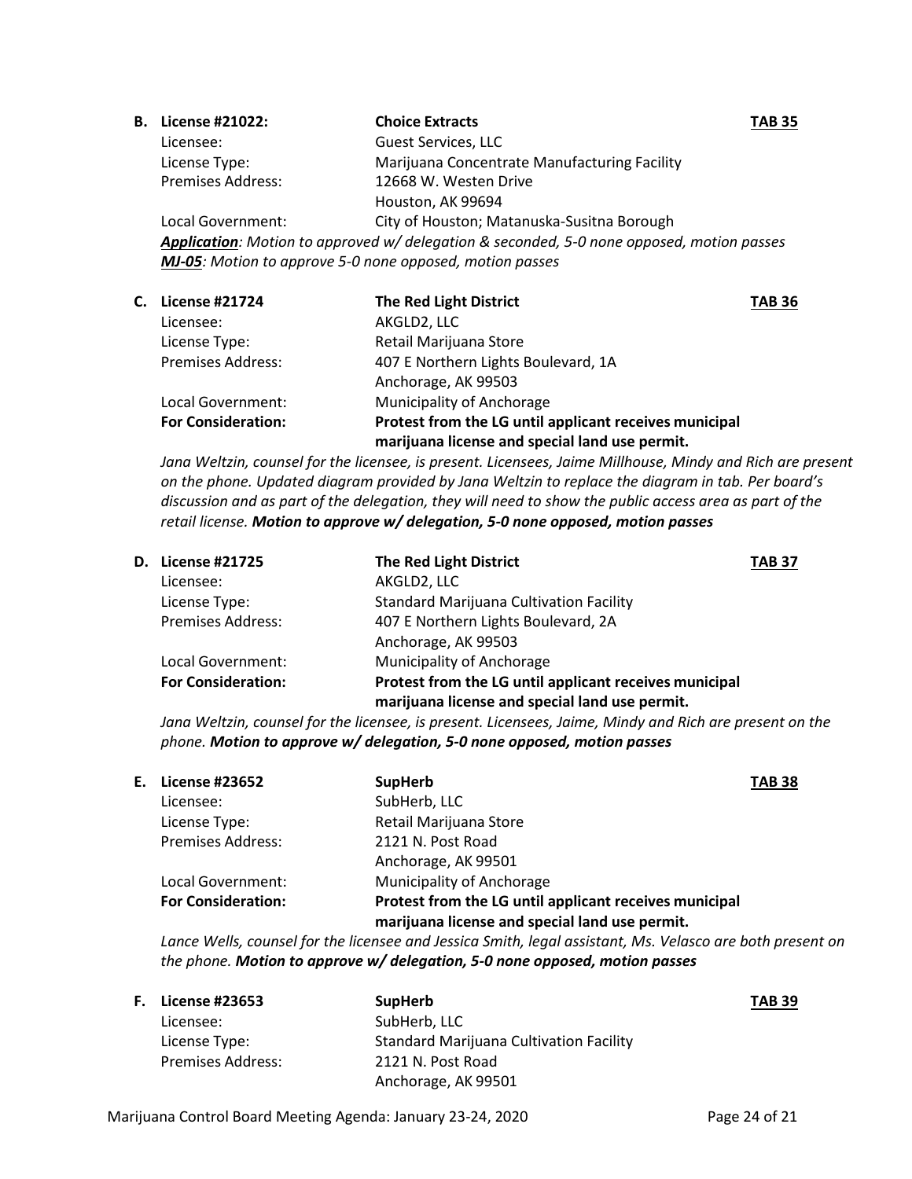**B. License #21022:** **Choice Extracts** **TAB 35**

Licensee: Guest Services, LLC
License Type: Marijuana Concentrate Manufacturing Facility
Premises Address: 12668 W. Westen Drive
Houston, AK 99694
Local Government: City of Houston; Matanuska-Susitna Borough

***Application****: Motion to approved w/ delegation & seconded, 5-0 none opposed, motion passes*
***MJ-05****: Motion to approve 5-0 none opposed, motion passes*

**C. License #21724** **The Red Light District** **TAB 36**

Licensee: AKGLD2, LLC
License Type: Retail Marijuana Store
Premises Address: 407 E Northern Lights Boulevard, 1A
Anchorage, AK 99503
Local Government: Municipality of Anchorage
**For Consideration:** **Protest from the LG until applicant receives municipal marijuana license and special land use permit.**

*Jana Weltzin, counsel for the licensee, is present. Licensees, Jaime Millhouse, Mindy and Rich are present on the phone. Updated diagram provided by Jana Weltzin to replace the diagram in tab. Per board's discussion and as part of the delegation, they will need to show the public access area as part of the retail license.* ***Motion to approve w/ delegation, 5-0 none opposed, motion passes***

**D. License #21725** **The Red Light District** **TAB 37**

Licensee: AKGLD2, LLC
License Type: Standard Marijuana Cultivation Facility
Premises Address: 407 E Northern Lights Boulevard, 2A
Anchorage, AK 99503
Local Government: Municipality of Anchorage
**For Consideration:** **Protest from the LG until applicant receives municipal marijuana license and special land use permit.**

*Jana Weltzin, counsel for the licensee, is present. Licensees, Jaime, Mindy and Rich are present on the phone.* ***Motion to approve w/ delegation, 5-0 none opposed, motion passes***

**E. License #23652** **SupHerb** **TAB 38**

Licensee: SubHerb, LLC
License Type: Retail Marijuana Store
Premises Address: 2121 N. Post Road
Anchorage, AK 99501
Local Government: Municipality of Anchorage
**For Consideration:** **Protest from the LG until applicant receives municipal marijuana license and special land use permit.**

*Lance Wells, counsel for the licensee and Jessica Smith, legal assistant, Ms. Velasco are both present on the phone.* ***Motion to approve w/ delegation, 5-0 none opposed, motion passes***

**F. License #23653** **SupHerb** **TAB 39**

Licensee: SubHerb, LLC
License Type: Standard Marijuana Cultivation Facility
Premises Address: 2121 N. Post Road
Anchorage, AK 99501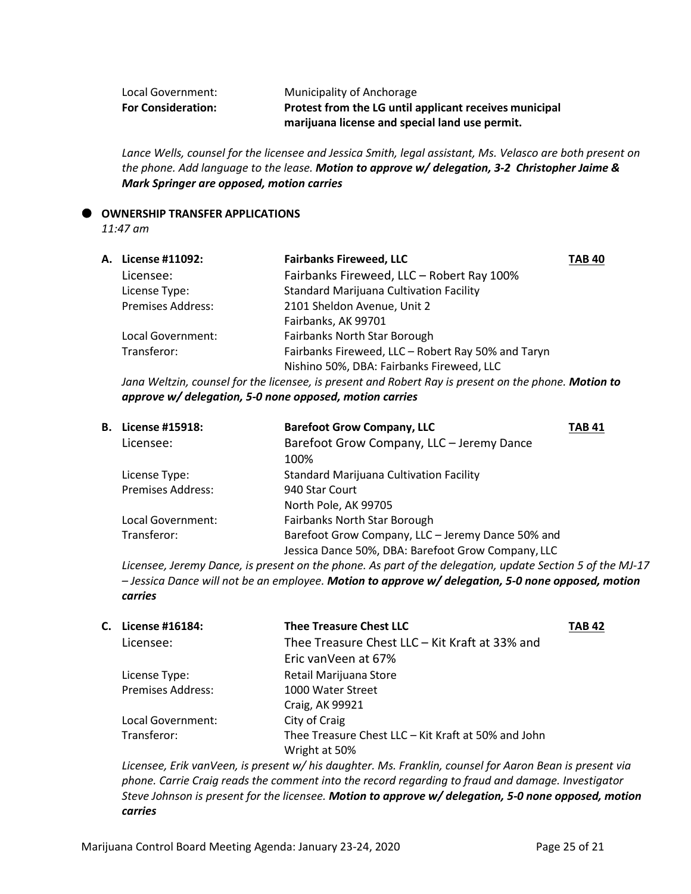| | |
|---|---|
| Local Government: | Municipality of Anchorage |
| **For Consideration:** | **Protest from the LG until applicant receives municipal marijuana license and special land use permit.** |

*Lance Wells, counsel for the licensee and Jessica Smith, legal assistant, Ms. Velasco are both present on the phone. Add language to the lease.* ***Motion to approve w/ delegation, 3-2 Christopher Jaime & Mark Springer are opposed, motion carries***

## OWNERSHIP TRANSFER APPLICATIONS

*11:47 am*

**A. License #11092: Fairbanks Fireweed, LLC** — **TAB 40**

| | |
|---|---|
| Licensee: | Fairbanks Fireweed, LLC – Robert Ray 100% |
| License Type: | Standard Marijuana Cultivation Facility |
| Premises Address: | 2101 Sheldon Avenue, Unit 2<br>Fairbanks, AK 99701 |
| Local Government: | Fairbanks North Star Borough |
| Transferor: | Fairbanks Fireweed, LLC – Robert Ray 50% and Taryn Nishino 50%, DBA: Fairbanks Fireweed, LLC |

*Jana Weltzin, counsel for the licensee, is present and Robert Ray is present on the phone.* ***Motion to approve w/ delegation, 5-0 none opposed, motion carries***

**B. License #15918: Barefoot Grow Company, LLC** — **TAB 41**

| | |
|---|---|
| Licensee: | Barefoot Grow Company, LLC – Jeremy Dance 100% |
| License Type: | Standard Marijuana Cultivation Facility |
| Premises Address: | 940 Star Court<br>North Pole, AK 99705 |
| Local Government: | Fairbanks North Star Borough |
| Transferor: | Barefoot Grow Company, LLC – Jeremy Dance 50% and Jessica Dance 50%, DBA: Barefoot Grow Company, LLC |

*Licensee, Jeremy Dance, is present on the phone. As part of the delegation, update Section 5 of the MJ-17 – Jessica Dance will not be an employee.* ***Motion to approve w/ delegation, 5-0 none opposed, motion carries***

**C. License #16184: Thee Treasure Chest LLC** — **TAB 42**

| | |
|---|---|
| Licensee: | Thee Treasure Chest LLC – Kit Kraft at 33% and Eric vanVeen at 67% |
| License Type: | Retail Marijuana Store |
| Premises Address: | 1000 Water Street<br>Craig, AK 99921 |
| Local Government: | City of Craig |
| Transferor: | Thee Treasure Chest LLC – Kit Kraft at 50% and John Wright at 50% |

*Licensee, Erik vanVeen, is present w/ his daughter. Ms. Franklin, counsel for Aaron Bean is present via phone. Carrie Craig reads the comment into the record regarding to fraud and damage. Investigator Steve Johnson is present for the licensee.* ***Motion to approve w/ delegation, 5-0 none opposed, motion carries***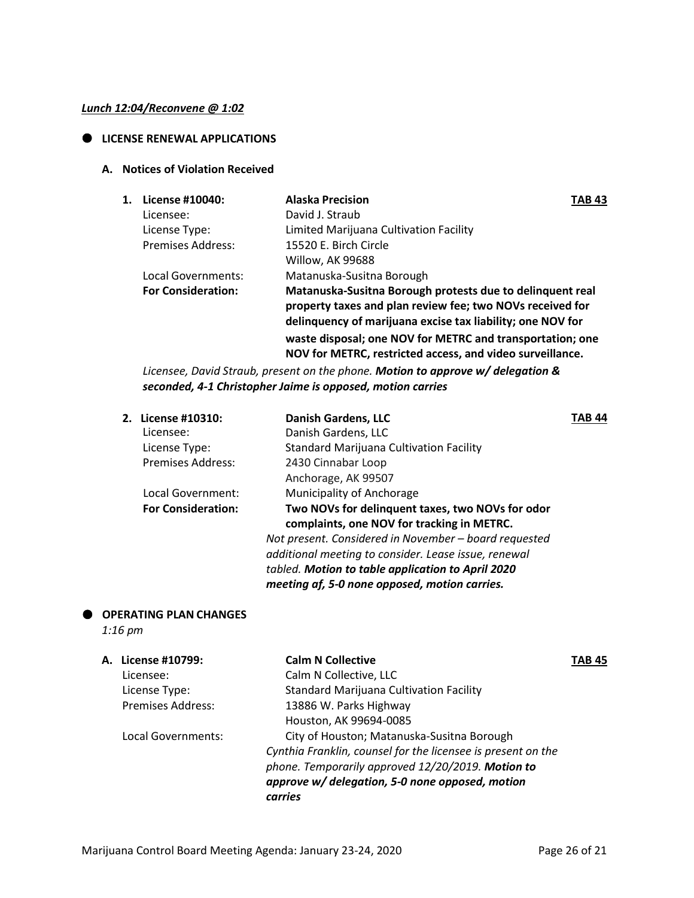***Lunch 12:04/Reconvene @ 1:02***

- **LICENSE RENEWAL APPLICATIONS**

**A. Notices of Violation Received**

**1. License #10040:** **Alaska Precision** **TAB 43**

Licensee: David J. Straub
License Type: Limited Marijuana Cultivation Facility
Premises Address: 15520 E. Birch Circle
Willow, AK 99688
Local Governments: Matanuska-Susitna Borough
**For Consideration:** **Matanuska-Susitna Borough protests due to delinquent real property taxes and plan review fee; two NOVs received for delinquency of marijuana excise tax liability; one NOV for waste disposal; one NOV for METRC and transportation; one NOV for METRC, restricted access, and video surveillance.**

*Licensee, David Straub, present on the phone.* ***Motion to approve w/ delegation & seconded, 4-1 Christopher Jaime is opposed, motion carries***

**2. License #10310:** **Danish Gardens, LLC** **TAB 44**

Licensee: Danish Gardens, LLC
License Type: Standard Marijuana Cultivation Facility
Premises Address: 2430 Cinnabar Loop
Anchorage, AK 99507
Local Government: Municipality of Anchorage
**For Consideration:** **Two NOVs for delinquent taxes, two NOVs for odor complaints, one NOV for tracking in METRC.**

*Not present. Considered in November – board requested additional meeting to consider. Lease issue, renewal tabled.* ***Motion to table application to April 2020 meeting af, 5-0 none opposed, motion carries.***

- **OPERATING PLAN CHANGES**

*1:16 pm*

**A. License #10799:** **Calm N Collective** **TAB 45**

Licensee: Calm N Collective, LLC
License Type: Standard Marijuana Cultivation Facility
Premises Address: 13886 W. Parks Highway
Houston, AK 99694-0085
Local Governments: City of Houston; Matanuska-Susitna Borough

*Cynthia Franklin, counsel for the licensee is present on the phone. Temporarily approved 12/20/2019.* ***Motion to approve w/ delegation, 5-0 none opposed, motion carries***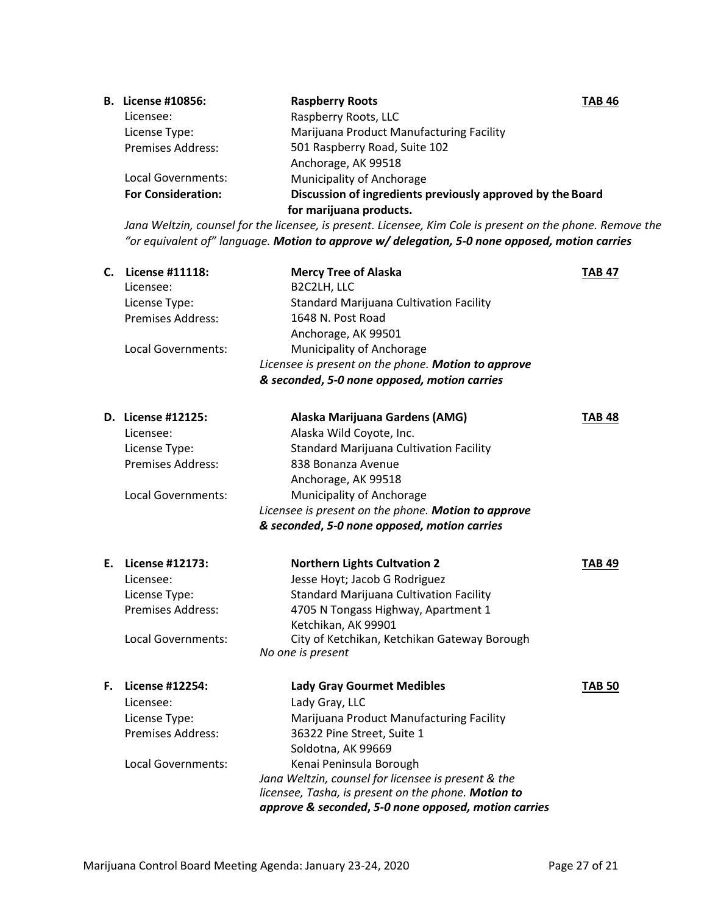**B. License #10856:** **Raspberry Roots** **TAB 46**

Licensee: Raspberry Roots, LLC
License Type: Marijuana Product Manufacturing Facility
Premises Address: 501 Raspberry Road, Suite 102
Anchorage, AK 99518
Local Governments: Municipality of Anchorage
**For Consideration: Discussion of ingredients previously approved by the Board for marijuana products.**

*Jana Weltzin, counsel for the licensee, is present. Licensee, Kim Cole is present on the phone. Remove the "or equivalent of" language.* ***Motion to approve w/ delegation, 5-0 none opposed, motion carries***

**C. License #11118:** **Mercy Tree of Alaska** **TAB 47**

Licensee: B2C2LH, LLC
License Type: Standard Marijuana Cultivation Facility
Premises Address: 1648 N. Post Road
Anchorage, AK 99501
Local Governments: Municipality of Anchorage

*Licensee is present on the phone.* ***Motion to approve & seconded, 5-0 none opposed, motion carries***

**D. License #12125:** **Alaska Marijuana Gardens (AMG)** **TAB 48**

Licensee: Alaska Wild Coyote, Inc.
License Type: Standard Marijuana Cultivation Facility
Premises Address: 838 Bonanza Avenue
Anchorage, AK 99518
Local Governments: Municipality of Anchorage

*Licensee is present on the phone.* ***Motion to approve & seconded, 5-0 none opposed, motion carries***

**E. License #12173:** **Northern Lights Cultvation 2** **TAB 49**

Licensee: Jesse Hoyt; Jacob G Rodriguez
License Type: Standard Marijuana Cultivation Facility
Premises Address: 4705 N Tongass Highway, Apartment 1
Ketchikan, AK 99901
Local Governments: City of Ketchikan, Ketchikan Gateway Borough

*No one is present*

**F. License #12254:** **Lady Gray Gourmet Medibles** **TAB 50**

Licensee: Lady Gray, LLC
License Type: Marijuana Product Manufacturing Facility
Premises Address: 36322 Pine Street, Suite 1
Soldotna, AK 99669
Local Governments: Kenai Peninsula Borough

*Jana Weltzin, counsel for licensee is present & the licensee, Tasha, is present on the phone.* ***Motion to approve & seconded, 5-0 none opposed, motion carries***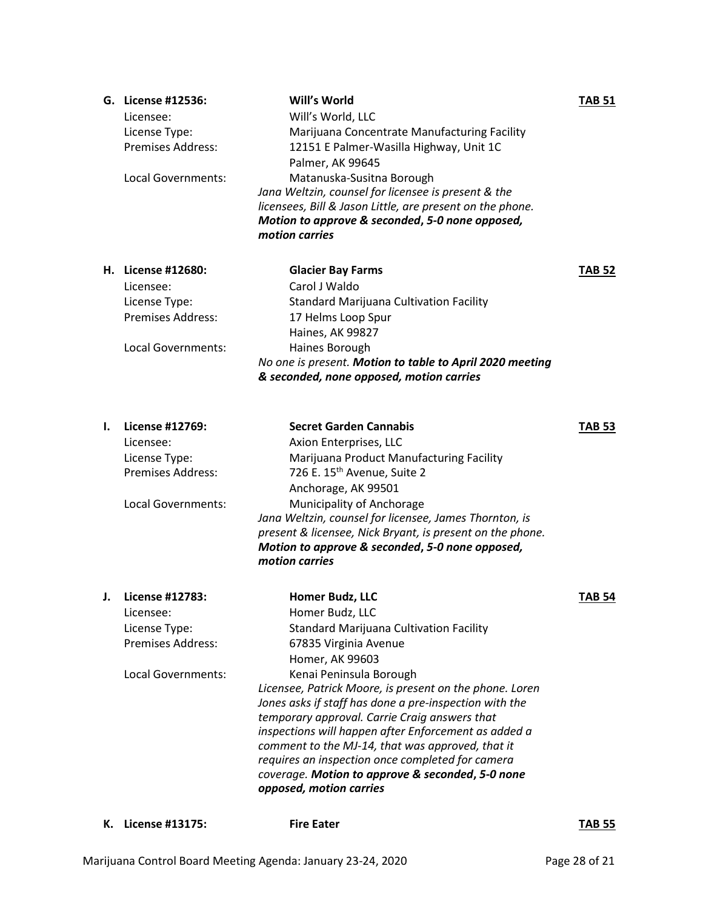**G. License #12536:** **Will's World** **TAB 51**

Licensee: Will's World, LLC
License Type: Marijuana Concentrate Manufacturing Facility
Premises Address: 12151 E Palmer-Wasilla Highway, Unit 1C
Palmer, AK 99645
Local Governments: Matanuska-Susitna Borough

*Jana Weltzin, counsel for licensee is present & the licensees, Bill & Jason Little, are present on the phone.* ***Motion to approve & seconded, 5-0 none opposed, motion carries***

**H. License #12680:** **Glacier Bay Farms** **TAB 52**

Licensee: Carol J Waldo
License Type: Standard Marijuana Cultivation Facility
Premises Address: 17 Helms Loop Spur
Haines, AK 99827
Local Governments: Haines Borough

*No one is present.* ***Motion to table to April 2020 meeting & seconded, none opposed, motion carries***

**I. License #12769:** **Secret Garden Cannabis** **TAB 53**

Licensee: Axion Enterprises, LLC
License Type: Marijuana Product Manufacturing Facility
Premises Address: 726 E. 15th Avenue, Suite 2
Anchorage, AK 99501
Local Governments: Municipality of Anchorage

*Jana Weltzin, counsel for licensee, James Thornton, is present & licensee, Nick Bryant, is present on the phone.* ***Motion to approve & seconded, 5-0 none opposed, motion carries***

**J. License #12783:** **Homer Budz, LLC** **TAB 54**

Licensee: Homer Budz, LLC
License Type: Standard Marijuana Cultivation Facility
Premises Address: 67835 Virginia Avenue
Homer, AK 99603
Local Governments: Kenai Peninsula Borough

*Licensee, Patrick Moore, is present on the phone. Loren Jones asks if staff has done a pre-inspection with the temporary approval. Carrie Craig answers that inspections will happen after Enforcement as added a comment to the MJ-14, that was approved, that it requires an inspection once completed for camera coverage.* ***Motion to approve & seconded, 5-0 none opposed, motion carries***

**K. License #13175:** **Fire Eater** **TAB 55**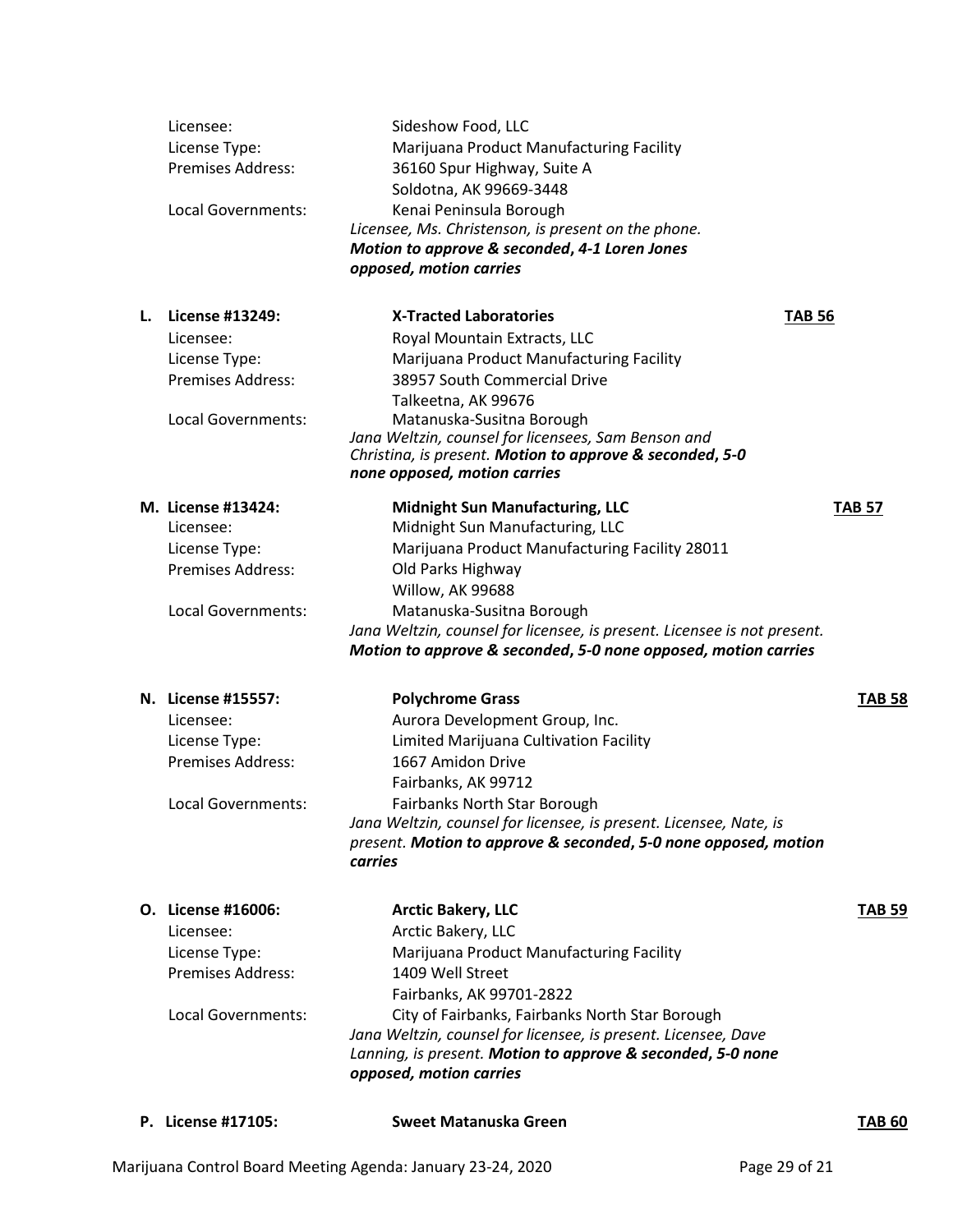Licensee: Sideshow Food, LLC
License Type: Marijuana Product Manufacturing Facility
Premises Address: 36160 Spur Highway, Suite A
Soldotna, AK 99669-3448
Local Governments: Kenai Peninsula Borough

*Licensee, Ms. Christenson, is present on the phone.* ***Motion to approve & seconded, 4-1 Loren Jones opposed, motion carries***

**L. License #13249: X-Tracted Laboratories** **TAB 56**

Licensee: Royal Mountain Extracts, LLC
License Type: Marijuana Product Manufacturing Facility
Premises Address: 38957 South Commercial Drive
Talkeetna, AK 99676
Local Governments: Matanuska-Susitna Borough

*Jana Weltzin, counsel for licensees, Sam Benson and Christina, is present.* ***Motion to approve & seconded, 5-0 none opposed, motion carries***

**M. License #13424: Midnight Sun Manufacturing, LLC** **TAB 57**

Licensee: Midnight Sun Manufacturing, LLC
License Type: Marijuana Product Manufacturing Facility 28011
Premises Address: Old Parks Highway
Willow, AK 99688
Local Governments: Matanuska-Susitna Borough

*Jana Weltzin, counsel for licensee, is present. Licensee is not present.* ***Motion to approve & seconded, 5-0 none opposed, motion carries***

**N. License #15557: Polychrome Grass** **TAB 58**

Licensee: Aurora Development Group, Inc.
License Type: Limited Marijuana Cultivation Facility
Premises Address: 1667 Amidon Drive
Fairbanks, AK 99712
Local Governments: Fairbanks North Star Borough

*Jana Weltzin, counsel for licensee, is present. Licensee, Nate, is present.* ***Motion to approve & seconded, 5-0 none opposed, motion carries***

**O. License #16006: Arctic Bakery, LLC** **TAB 59**

Licensee: Arctic Bakery, LLC
License Type: Marijuana Product Manufacturing Facility
Premises Address: 1409 Well Street
Fairbanks, AK 99701-2822
Local Governments: City of Fairbanks, Fairbanks North Star Borough

*Jana Weltzin, counsel for licensee, is present. Licensee, Dave Lanning, is present.* ***Motion to approve & seconded, 5-0 none opposed, motion carries***

**P. License #17105: Sweet Matanuska Green** **TAB 60**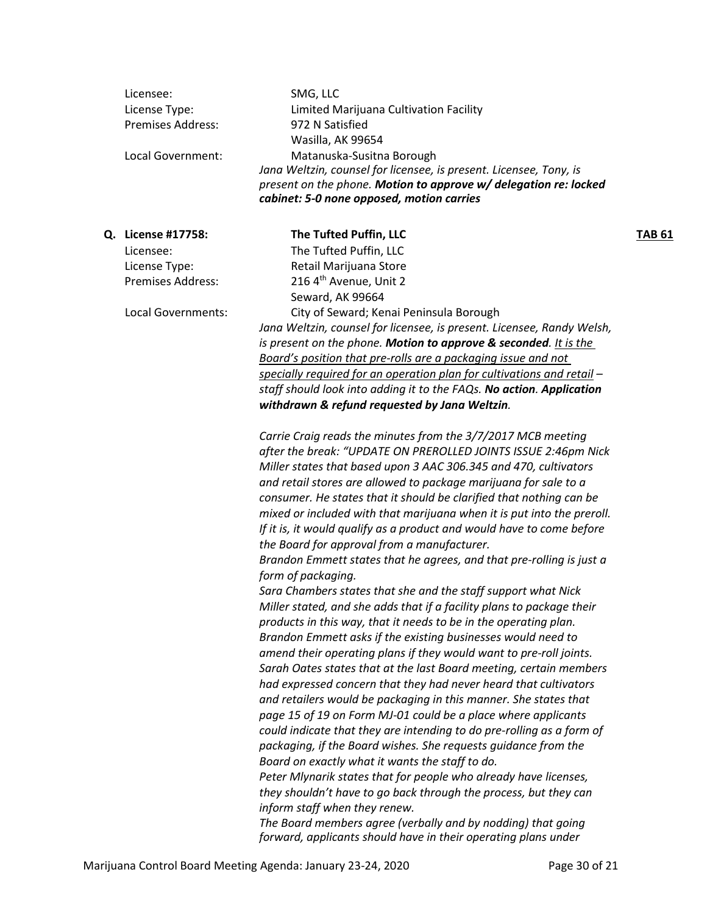Licensee: SMG, LLC
License Type: Limited Marijuana Cultivation Facility
Premises Address: 972 N Satisfied
Wasilla, AK 99654
Local Government: Matanuska-Susitna Borough

*Jana Weltzin, counsel for licensee, is present. Licensee, Tony, is present on the phone.* ***Motion to approve w/ delegation re: locked cabinet: 5-0 none opposed, motion carries***

**Q. License #17758: The Tufted Puffin, LLC** **TAB 61**

Licensee: The Tufted Puffin, LLC
License Type: Retail Marijuana Store
Premises Address: 216 4th Avenue, Unit 2
Seward, AK 99664
Local Governments: City of Seward; Kenai Peninsula Borough

*Jana Weltzin, counsel for licensee, is present. Licensee, Randy Welsh, is present on the phone.* ***Motion to approve & seconded****. <u>It is the Board's position that pre-rolls are a packaging issue and not specially required for an operation plan for cultivations and retail</u> – staff should look into adding it to the FAQs.* ***No action****.* ***Application withdrawn & refund requested by Jana Weltzin****.*

*Carrie Craig reads the minutes from the 3/7/2017 MCB meeting after the break: "UPDATE ON PREROLLED JOINTS ISSUE 2:46pm Nick Miller states that based upon 3 AAC 306.345 and 470, cultivators and retail stores are allowed to package marijuana for sale to a consumer. He states that it should be clarified that nothing can be mixed or included with that marijuana when it is put into the preroll. If it is, it would qualify as a product and would have to come before the Board for approval from a manufacturer.*

*Brandon Emmett states that he agrees, and that pre-rolling is just a form of packaging.*

*Sara Chambers states that she and the staff support what Nick Miller stated, and she adds that if a facility plans to package their products in this way, that it needs to be in the operating plan.*

*Brandon Emmett asks if the existing businesses would need to amend their operating plans if they would want to pre-roll joints.*

*Sarah Oates states that at the last Board meeting, certain members had expressed concern that they had never heard that cultivators and retailers would be packaging in this manner. She states that page 15 of 19 on Form MJ-01 could be a place where applicants could indicate that they are intending to do pre-rolling as a form of packaging, if the Board wishes. She requests guidance from the Board on exactly what it wants the staff to do.*

*Peter Mlynarik states that for people who already have licenses, they shouldn't have to go back through the process, but they can inform staff when they renew.*

*The Board members agree (verbally and by nodding) that going forward, applicants should have in their operating plans under*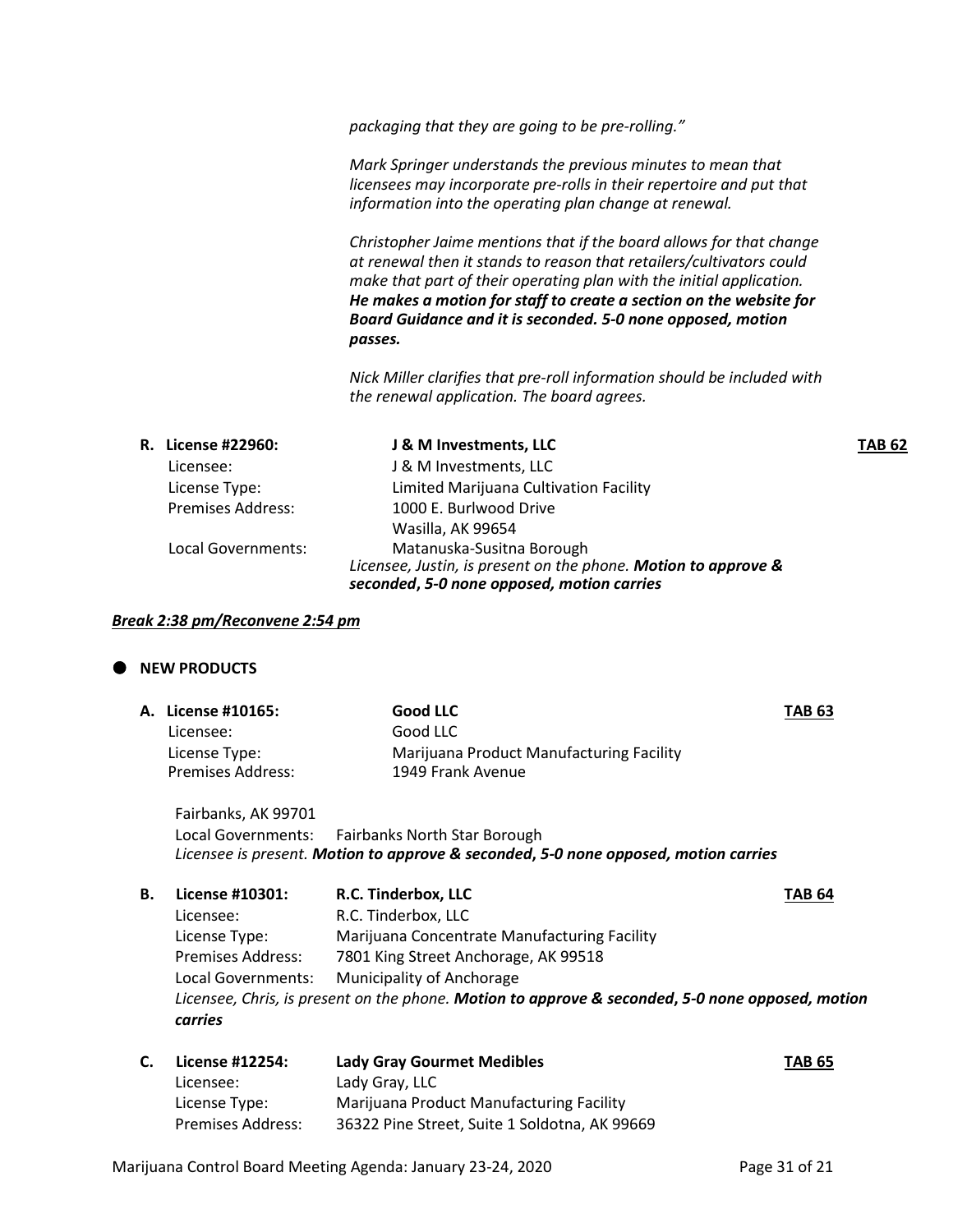*packaging that they are going to be pre-rolling."*

*Mark Springer understands the previous minutes to mean that licensees may incorporate pre-rolls in their repertoire and put that information into the operating plan change at renewal.*

*Christopher Jaime mentions that if the board allows for that change at renewal then it stands to reason that retailers/cultivators could make that part of their operating plan with the initial application.* ***He makes a motion for staff to create a section on the website for Board Guidance and it is seconded. 5-0 none opposed, motion passes.***

*Nick Miller clarifies that pre-roll information should be included with the renewal application. The board agrees.*

**R. License #22960:** **J & M Investments, LLC** **TAB 62**

Licensee: J & M Investments, LLC
License Type: Limited Marijuana Cultivation Facility
Premises Address: 1000 E. Burlwood Drive
Wasilla, AK 99654
Local Governments: Matanuska-Susitna Borough
*Licensee, Justin, is present on the phone.* ***Motion to approve & seconded, 5-0 none opposed, motion carries***

***Break 2:38 pm/Reconvene 2:54 pm***

## NEW PRODUCTS

**A. License #10165:** **Good LLC** **TAB 63**

Licensee: Good LLC
License Type: Marijuana Product Manufacturing Facility
Premises Address: 1949 Frank Avenue
Fairbanks, AK 99701
Local Governments: Fairbanks North Star Borough
*Licensee is present.* ***Motion to approve & seconded, 5-0 none opposed, motion carries***

**B. License #10301:** **R.C. Tinderbox, LLC** **TAB 64**

Licensee: R.C. Tinderbox, LLC
License Type: Marijuana Concentrate Manufacturing Facility
Premises Address: 7801 King Street Anchorage, AK 99518
Local Governments: Municipality of Anchorage
*Licensee, Chris, is present on the phone.* ***Motion to approve & seconded, 5-0 none opposed, motion carries***

**C. License #12254:** **Lady Gray Gourmet Medibles** **TAB 65**

Licensee: Lady Gray, LLC
License Type: Marijuana Product Manufacturing Facility
Premises Address: 36322 Pine Street, Suite 1 Soldotna, AK 99669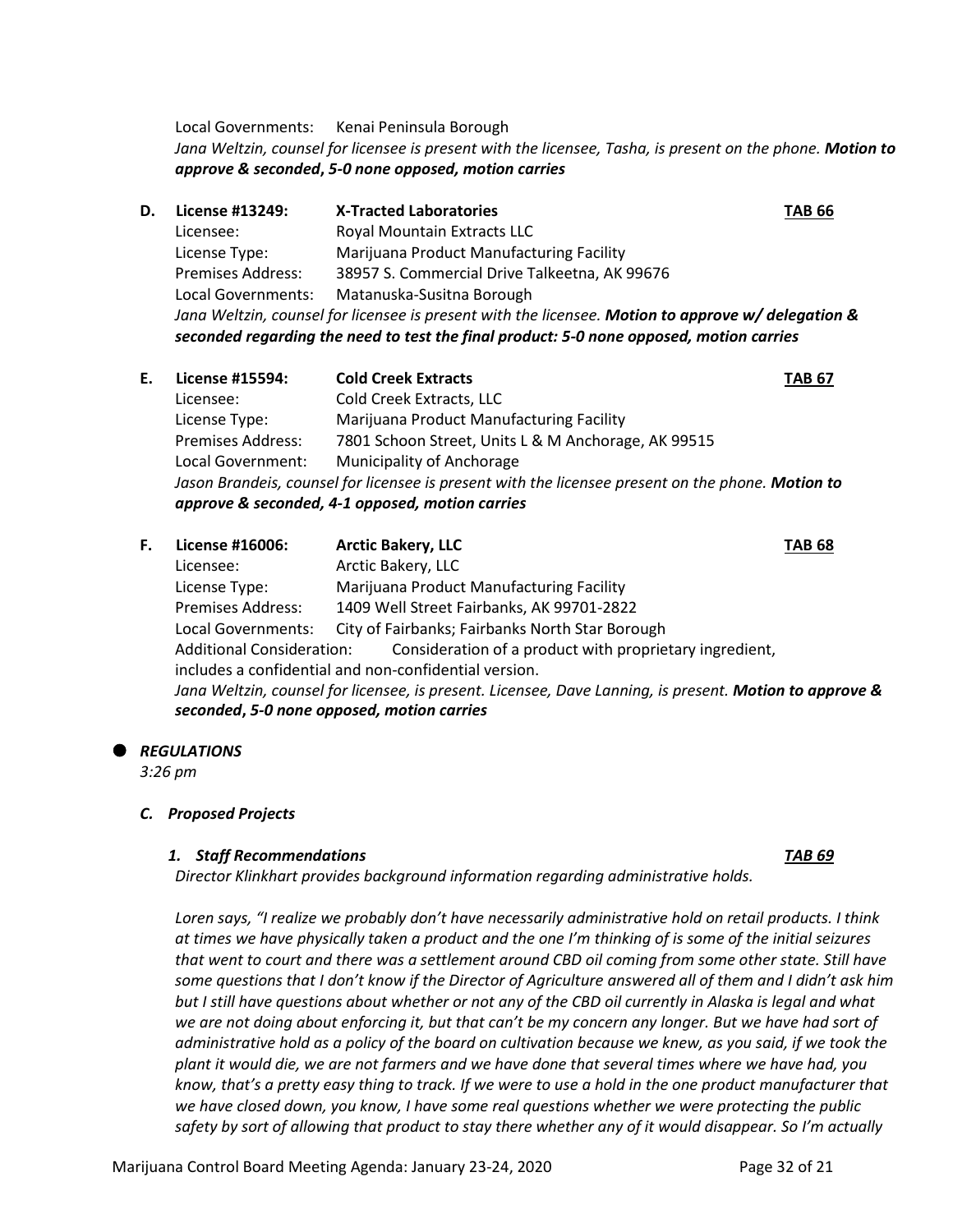Local Governments: Kenai Peninsula Borough
*Jana Weltzin, counsel for licensee is present with the licensee, Tasha, is present on the phone.* ***Motion to approve & seconded, 5-0 none opposed, motion carries***

**D. License #13249: X-Tracted Laboratories** **TAB 66**

Licensee: Royal Mountain Extracts LLC
License Type: Marijuana Product Manufacturing Facility
Premises Address: 38957 S. Commercial Drive Talkeetna, AK 99676
Local Governments: Matanuska-Susitna Borough
*Jana Weltzin, counsel for licensee is present with the licensee.* ***Motion to approve w/ delegation & seconded regarding the need to test the final product: 5-0 none opposed, motion carries***

**E. License #15594: Cold Creek Extracts** **TAB 67**

Licensee: Cold Creek Extracts, LLC
License Type: Marijuana Product Manufacturing Facility
Premises Address: 7801 Schoon Street, Units L & M Anchorage, AK 99515
Local Government: Municipality of Anchorage
*Jason Brandeis, counsel for licensee is present with the licensee present on the phone.* ***Motion to approve & seconded, 4-1 opposed, motion carries***

**F. License #16006: Arctic Bakery, LLC** **TAB 68**

Licensee: Arctic Bakery, LLC
License Type: Marijuana Product Manufacturing Facility
Premises Address: 1409 Well Street Fairbanks, AK 99701-2822
Local Governments: City of Fairbanks; Fairbanks North Star Borough
Additional Consideration: Consideration of a product with proprietary ingredient, includes a confidential and non-confidential version.
*Jana Weltzin, counsel for licensee, is present. Licensee, Dave Lanning, is present.* ***Motion to approve & seconded, 5-0 none opposed, motion carries***

- ***REGULATIONS***

*3:26 pm*

***C. Proposed Projects***

***1. Staff Recommendations*** ***TAB 69***

*Director Klinkhart provides background information regarding administrative holds.*

*Loren says, "I realize we probably don't have necessarily administrative hold on retail products. I think at times we have physically taken a product and the one I'm thinking of is some of the initial seizures that went to court and there was a settlement around CBD oil coming from some other state. Still have some questions that I don't know if the Director of Agriculture answered all of them and I didn't ask him but I still have questions about whether or not any of the CBD oil currently in Alaska is legal and what we are not doing about enforcing it, but that can't be my concern any longer. But we have had sort of administrative hold as a policy of the board on cultivation because we knew, as you said, if we took the plant it would die, we are not farmers and we have done that several times where we have had, you know, that's a pretty easy thing to track. If we were to use a hold in the one product manufacturer that we have closed down, you know, I have some real questions whether we were protecting the public safety by sort of allowing that product to stay there whether any of it would disappear. So I'm actually*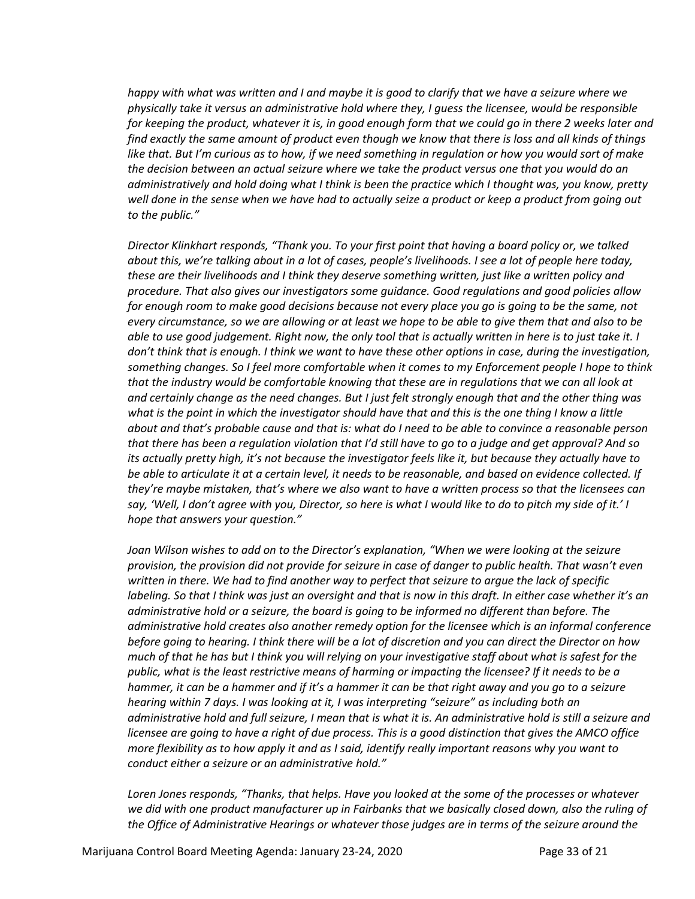*happy with what was written and I and maybe it is good to clarify that we have a seizure where we physically take it versus an administrative hold where they, I guess the licensee, would be responsible for keeping the product, whatever it is, in good enough form that we could go in there 2 weeks later and find exactly the same amount of product even though we know that there is loss and all kinds of things like that. But I'm curious as to how, if we need something in regulation or how you would sort of make the decision between an actual seizure where we take the product versus one that you would do an administratively and hold doing what I think is been the practice which I thought was, you know, pretty well done in the sense when we have had to actually seize a product or keep a product from going out to the public."*

*Director Klinkhart responds, "Thank you. To your first point that having a board policy or, we talked about this, we're talking about in a lot of cases, people's livelihoods. I see a lot of people here today, these are their livelihoods and I think they deserve something written, just like a written policy and procedure. That also gives our investigators some guidance. Good regulations and good policies allow for enough room to make good decisions because not every place you go is going to be the same, not every circumstance, so we are allowing or at least we hope to be able to give them that and also to be able to use good judgement. Right now, the only tool that is actually written in here is to just take it. I don't think that is enough. I think we want to have these other options in case, during the investigation, something changes. So I feel more comfortable when it comes to my Enforcement people I hope to think that the industry would be comfortable knowing that these are in regulations that we can all look at and certainly change as the need changes. But I just felt strongly enough that and the other thing was what is the point in which the investigator should have that and this is the one thing I know a little about and that's probable cause and that is: what do I need to be able to convince a reasonable person that there has been a regulation violation that I'd still have to go to a judge and get approval? And so its actually pretty high, it's not because the investigator feels like it, but because they actually have to be able to articulate it at a certain level, it needs to be reasonable, and based on evidence collected. If they're maybe mistaken, that's where we also want to have a written process so that the licensees can say, 'Well, I don't agree with you, Director, so here is what I would like to do to pitch my side of it.' I hope that answers your question."*

*Joan Wilson wishes to add on to the Director's explanation, "When we were looking at the seizure provision, the provision did not provide for seizure in case of danger to public health. That wasn't even written in there. We had to find another way to perfect that seizure to argue the lack of specific labeling. So that I think was just an oversight and that is now in this draft. In either case whether it's an administrative hold or a seizure, the board is going to be informed no different than before. The administrative hold creates also another remedy option for the licensee which is an informal conference before going to hearing. I think there will be a lot of discretion and you can direct the Director on how much of that he has but I think you will relying on your investigative staff about what is safest for the public, what is the least restrictive means of harming or impacting the licensee? If it needs to be a hammer, it can be a hammer and if it's a hammer it can be that right away and you go to a seizure hearing within 7 days. I was looking at it, I was interpreting "seizure" as including both an administrative hold and full seizure, I mean that is what it is. An administrative hold is still a seizure and licensee are going to have a right of due process. This is a good distinction that gives the AMCO office more flexibility as to how apply it and as I said, identify really important reasons why you want to conduct either a seizure or an administrative hold."*

*Loren Jones responds, "Thanks, that helps. Have you looked at the some of the processes or whatever we did with one product manufacturer up in Fairbanks that we basically closed down, also the ruling of the Office of Administrative Hearings or whatever those judges are in terms of the seizure around the*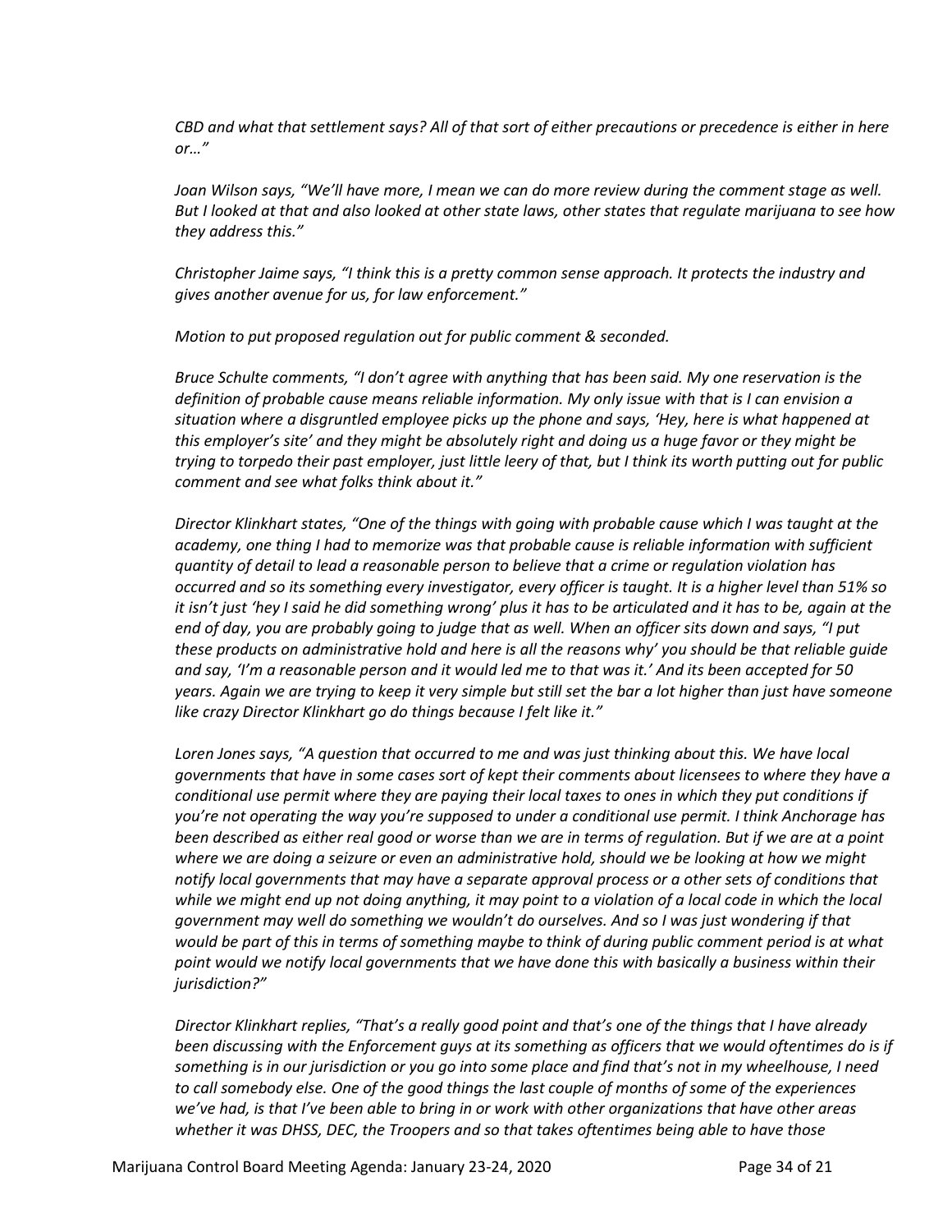*CBD and what that settlement says? All of that sort of either precautions or precedence is either in here or…"*

*Joan Wilson says, "We'll have more, I mean we can do more review during the comment stage as well. But I looked at that and also looked at other state laws, other states that regulate marijuana to see how they address this."*

*Christopher Jaime says, "I think this is a pretty common sense approach. It protects the industry and gives another avenue for us, for law enforcement."*

*Motion to put proposed regulation out for public comment & seconded.*

*Bruce Schulte comments, "I don't agree with anything that has been said. My one reservation is the definition of probable cause means reliable information. My only issue with that is I can envision a situation where a disgruntled employee picks up the phone and says, 'Hey, here is what happened at this employer's site' and they might be absolutely right and doing us a huge favor or they might be trying to torpedo their past employer, just little leery of that, but I think its worth putting out for public comment and see what folks think about it."*

*Director Klinkhart states, "One of the things with going with probable cause which I was taught at the academy, one thing I had to memorize was that probable cause is reliable information with sufficient quantity of detail to lead a reasonable person to believe that a crime or regulation violation has occurred and so its something every investigator, every officer is taught. It is a higher level than 51% so it isn't just 'hey I said he did something wrong' plus it has to be articulated and it has to be, again at the end of day, you are probably going to judge that as well. When an officer sits down and says, "I put these products on administrative hold and here is all the reasons why' you should be that reliable guide and say, 'I'm a reasonable person and it would led me to that was it.' And its been accepted for 50 years. Again we are trying to keep it very simple but still set the bar a lot higher than just have someone like crazy Director Klinkhart go do things because I felt like it."*

*Loren Jones says, "A question that occurred to me and was just thinking about this. We have local governments that have in some cases sort of kept their comments about licensees to where they have a conditional use permit where they are paying their local taxes to ones in which they put conditions if you're not operating the way you're supposed to under a conditional use permit. I think Anchorage has been described as either real good or worse than we are in terms of regulation. But if we are at a point where we are doing a seizure or even an administrative hold, should we be looking at how we might notify local governments that may have a separate approval process or a other sets of conditions that while we might end up not doing anything, it may point to a violation of a local code in which the local government may well do something we wouldn't do ourselves. And so I was just wondering if that would be part of this in terms of something maybe to think of during public comment period is at what point would we notify local governments that we have done this with basically a business within their jurisdiction?"*

*Director Klinkhart replies, "That's a really good point and that's one of the things that I have already been discussing with the Enforcement guys at its something as officers that we would oftentimes do is if something is in our jurisdiction or you go into some place and find that's not in my wheelhouse, I need to call somebody else. One of the good things the last couple of months of some of the experiences we've had, is that I've been able to bring in or work with other organizations that have other areas whether it was DHSS, DEC, the Troopers and so that takes oftentimes being able to have those*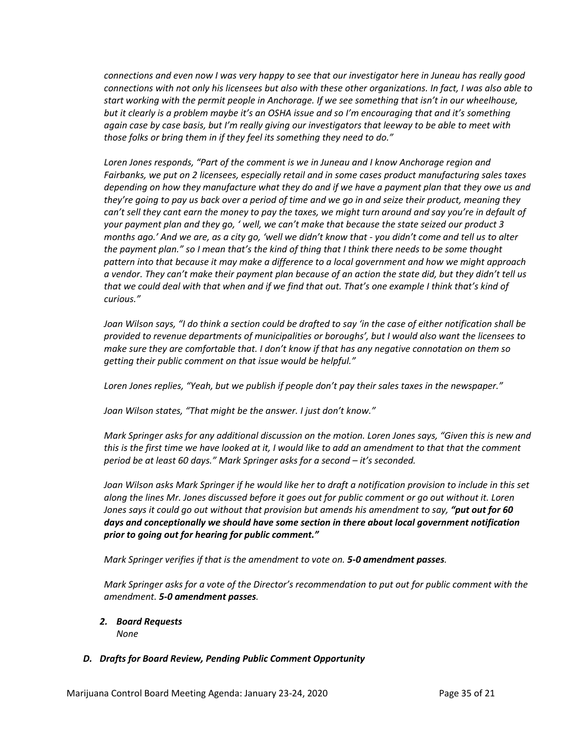*connections and even now I was very happy to see that our investigator here in Juneau has really good connections with not only his licensees but also with these other organizations. In fact, I was also able to start working with the permit people in Anchorage. If we see something that isn't in our wheelhouse, but it clearly is a problem maybe it's an OSHA issue and so I'm encouraging that and it's something again case by case basis, but I'm really giving our investigators that leeway to be able to meet with those folks or bring them in if they feel its something they need to do."*

*Loren Jones responds, "Part of the comment is we in Juneau and I know Anchorage region and Fairbanks, we put on 2 licensees, especially retail and in some cases product manufacturing sales taxes depending on how they manufacture what they do and if we have a payment plan that they owe us and they're going to pay us back over a period of time and we go in and seize their product, meaning they can't sell they cant earn the money to pay the taxes, we might turn around and say you're in default of your payment plan and they go, ' well, we can't make that because the state seized our product 3 months ago.' And we are, as a city go, 'well we didn't know that - you didn't come and tell us to alter the payment plan." so I mean that's the kind of thing that I think there needs to be some thought pattern into that because it may make a difference to a local government and how we might approach a vendor. They can't make their payment plan because of an action the state did, but they didn't tell us that we could deal with that when and if we find that out. That's one example I think that's kind of curious."*

*Joan Wilson says, "I do think a section could be drafted to say 'in the case of either notification shall be provided to revenue departments of municipalities or boroughs', but I would also want the licensees to make sure they are comfortable that. I don't know if that has any negative connotation on them so getting their public comment on that issue would be helpful."*

*Loren Jones replies, "Yeah, but we publish if people don't pay their sales taxes in the newspaper."*

*Joan Wilson states, "That might be the answer. I just don't know."*

*Mark Springer asks for any additional discussion on the motion. Loren Jones says, "Given this is new and this is the first time we have looked at it, I would like to add an amendment to that that the comment period be at least 60 days." Mark Springer asks for a second – it's seconded.*

*Joan Wilson asks Mark Springer if he would like her to draft a notification provision to include in this set along the lines Mr. Jones discussed before it goes out for public comment or go out without it. Loren Jones says it could go out without that provision but amends his amendment to say, **"put out for 60 days and conceptionally we should have some section in there about local government notification prior to going out for hearing for public comment."***

*Mark Springer verifies if that is the amendment to vote on. **5-0 amendment passes**.*

*Mark Springer asks for a vote of the Director's recommendation to put out for public comment with the amendment. **5-0 amendment passes**.*

2. ***Board Requests***
   *None*

### *D. Drafts for Board Review, Pending Public Comment Opportunity*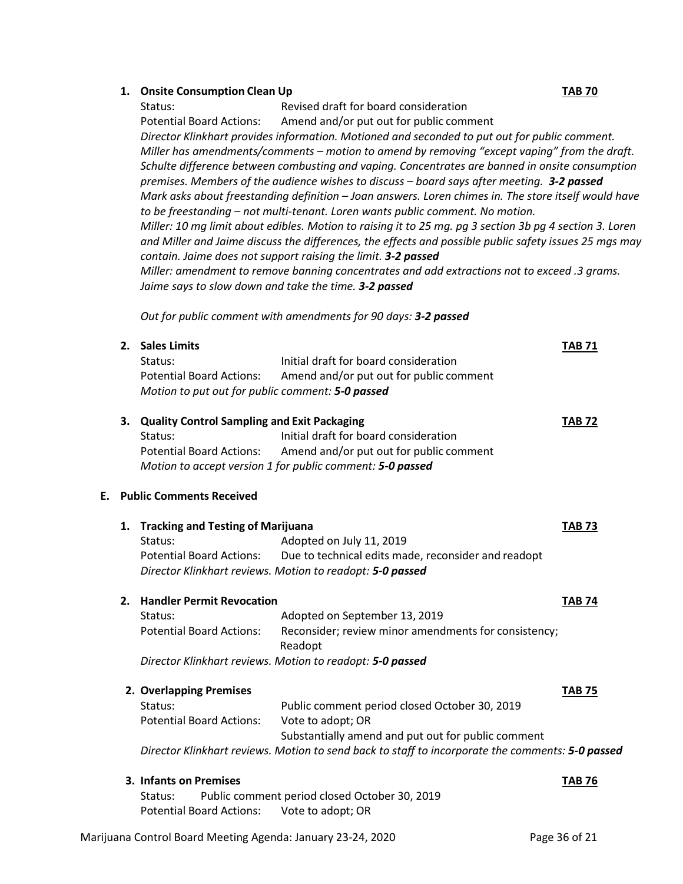1. **Onsite Consumption Clean Up** **TAB 70**

   Status: Revised draft for board consideration
   Potential Board Actions: Amend and/or put out for public comment

   *Director Klinkhart provides information. Motioned and seconded to put out for public comment. Miller has amendments/comments – motion to amend by removing "except vaping" from the draft. Schulte difference between combusting and vaping. Concentrates are banned in onsite consumption premises. Members of the audience wishes to discuss – board says after meeting.* ***3-2 passed***
   *Mark asks about freestanding definition – Joan answers. Loren chimes in. The store itself would have to be freestanding – not multi-tenant. Loren wants public comment. No motion.*
   *Miller: 10 mg limit about edibles. Motion to raising it to 25 mg. pg 3 section 3b pg 4 section 3. Loren and Miller and Jaime discuss the differences, the effects and possible public safety issues 25 mgs may contain. Jaime does not support raising the limit.* ***3-2 passed***
   *Miller: amendment to remove banning concentrates and add extractions not to exceed .3 grams. Jaime says to slow down and take the time.* ***3-2 passed***

   *Out for public comment with amendments for 90 days:* ***3-2 passed***

2. **Sales Limits** **TAB 71**

   Status: Initial draft for board consideration
   Potential Board Actions: Amend and/or put out for public comment
   *Motion to put out for public comment:* ***5-0 passed***

3. **Quality Control Sampling and Exit Packaging** **TAB 72**

   Status: Initial draft for board consideration
   Potential Board Actions: Amend and/or put out for public comment
   *Motion to accept version 1 for public comment:* ***5-0 passed***

**E. Public Comments Received**

1. **Tracking and Testing of Marijuana** **TAB 73**

   Status: Adopted on July 11, 2019
   Potential Board Actions: Due to technical edits made, reconsider and readopt
   *Director Klinkhart reviews. Motion to readopt:* ***5-0 passed***

2. **Handler Permit Revocation** **TAB 74**

   Status: Adopted on September 13, 2019
   Potential Board Actions: Reconsider; review minor amendments for consistency; Readopt
   *Director Klinkhart reviews. Motion to readopt:* ***5-0 passed***

2. **Overlapping Premises** **TAB 75**

   Status: Public comment period closed October 30, 2019
   Potential Board Actions: Vote to adopt; OR
   Substantially amend and put out for public comment
   *Director Klinkhart reviews. Motion to send back to staff to incorporate the comments:* ***5-0 passed***

3. **Infants on Premises** **TAB 76**

   Status: Public comment period closed October 30, 2019
   Potential Board Actions: Vote to adopt; OR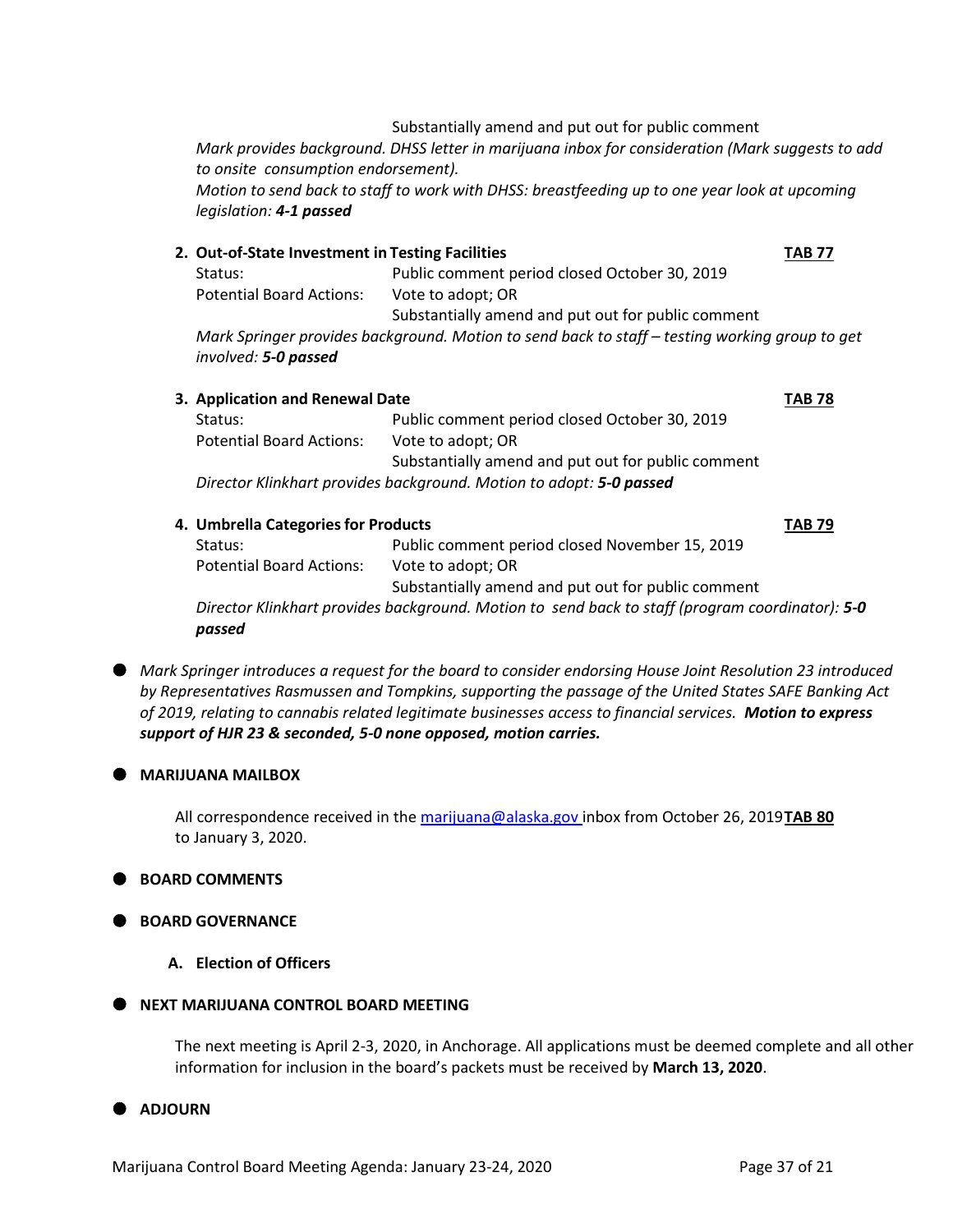Substantially amend and put out for public comment

*Mark provides background. DHSS letter in marijuana inbox for consideration (Mark suggests to add to onsite consumption endorsement).*

*Motion to send back to staff to work with DHSS: breastfeeding up to one year look at upcoming legislation: **4-1 passed***

2. **Out-of-State Investment in Testing Facilities** **TAB 77**

   Status: Public comment period closed October 30, 2019

   Potential Board Actions: Vote to adopt; OR
   Substantially amend and put out for public comment

   *Mark Springer provides background. Motion to send back to staff – testing working group to get involved: **5-0 passed***

3. **Application and Renewal Date** **TAB 78**

   Status: Public comment period closed October 30, 2019

   Potential Board Actions: Vote to adopt; OR
   Substantially amend and put out for public comment

   *Director Klinkhart provides background. Motion to adopt: **5-0 passed***

4. **Umbrella Categories for Products** **TAB 79**

   Status: Public comment period closed November 15, 2019

   Potential Board Actions: Vote to adopt; OR
   Substantially amend and put out for public comment

   *Director Klinkhart provides background. Motion to send back to staff (program coordinator): **5-0 passed***

- *Mark Springer introduces a request for the board to consider endorsing House Joint Resolution 23 introduced by Representatives Rasmussen and Tompkins, supporting the passage of the United States SAFE Banking Act of 2019, relating to cannabis related legitimate businesses access to financial services.* ***Motion to express support of HJR 23 & seconded, 5-0 none opposed, motion carries.***

- **MARIJUANA MAILBOX**

  All correspondence received in the marijuana@alaska.gov inbox from October 26, 2019 to January 3, 2020. **TAB 80**

- **BOARD COMMENTS**

- **BOARD GOVERNANCE**

  A. **Election of Officers**

- **NEXT MARIJUANA CONTROL BOARD MEETING**

  The next meeting is April 2-3, 2020, in Anchorage. All applications must be deemed complete and all other information for inclusion in the board's packets must be received by **March 13, 2020**.

- **ADJOURN**